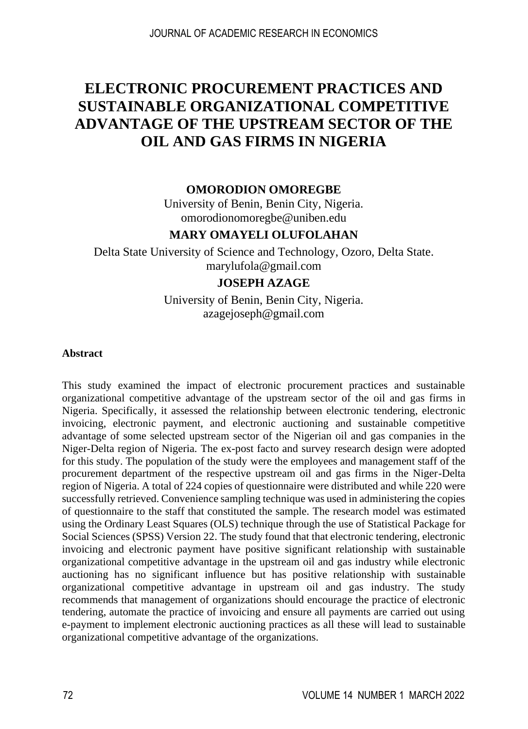# ELECTRONIC PROCUREMENT PRACTICES AND SUSTAINABLE ORGANIZATIONAL COMPETITIVE ADVANTAGE OF THE UPSTREAM SECTOR OF THE OIL AND GAS FIRMS IN NIGERIA

**OMORODION OMOREGBE**

University of Benin, Benin City, Nigeria.
omorodionomoregbe@uniben.edu

**MARY OMAYELI OLUFOLAHAN**

Delta State University of Science and Technology, Ozoro, Delta State.
marylufola@gmail.com

**JOSEPH AZAGE**

University of Benin, Benin City, Nigeria.
azagejoseph@gmail.com

**Abstract**

This study examined the impact of electronic procurement practices and sustainable organizational competitive advantage of the upstream sector of the oil and gas firms in Nigeria. Specifically, it assessed the relationship between electronic tendering, electronic invoicing, electronic payment, and electronic auctioning and sustainable competitive advantage of some selected upstream sector of the Nigerian oil and gas companies in the Niger-Delta region of Nigeria. The ex-post facto and survey research design were adopted for this study. The population of the study were the employees and management staff of the procurement department of the respective upstream oil and gas firms in the Niger-Delta region of Nigeria. A total of 224 copies of questionnaire were distributed and while 220 were successfully retrieved. Convenience sampling technique was used in administering the copies of questionnaire to the staff that constituted the sample. The research model was estimated using the Ordinary Least Squares (OLS) technique through the use of Statistical Package for Social Sciences (SPSS) Version 22. The study found that that electronic tendering, electronic invoicing and electronic payment have positive significant relationship with sustainable organizational competitive advantage in the upstream oil and gas industry while electronic auctioning has no significant influence but has positive relationship with sustainable organizational competitive advantage in upstream oil and gas industry. The study recommends that management of organizations should encourage the practice of electronic tendering, automate the practice of invoicing and ensure all payments are carried out using e-payment to implement electronic auctioning practices as all these will lead to sustainable organizational competitive advantage of the organizations.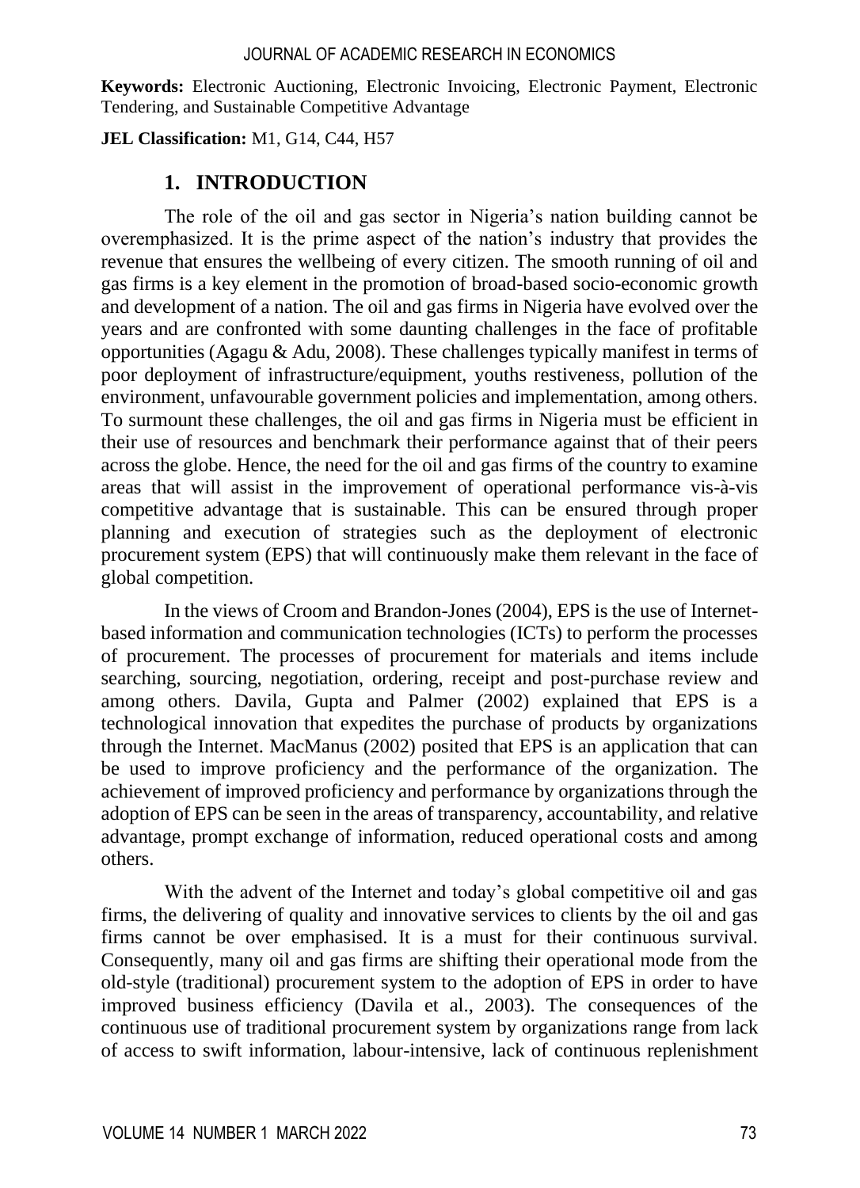**Keywords:** Electronic Auctioning, Electronic Invoicing, Electronic Payment, Electronic Tendering, and Sustainable Competitive Advantage

**JEL Classification:** M1, G14, C44, H57

## 1. INTRODUCTION

The role of the oil and gas sector in Nigeria's nation building cannot be overemphasized. It is the prime aspect of the nation's industry that provides the revenue that ensures the wellbeing of every citizen. The smooth running of oil and gas firms is a key element in the promotion of broad-based socio-economic growth and development of a nation. The oil and gas firms in Nigeria have evolved over the years and are confronted with some daunting challenges in the face of profitable opportunities (Agagu & Adu, 2008). These challenges typically manifest in terms of poor deployment of infrastructure/equipment, youths restiveness, pollution of the environment, unfavourable government policies and implementation, among others. To surmount these challenges, the oil and gas firms in Nigeria must be efficient in their use of resources and benchmark their performance against that of their peers across the globe. Hence, the need for the oil and gas firms of the country to examine areas that will assist in the improvement of operational performance vis-à-vis competitive advantage that is sustainable. This can be ensured through proper planning and execution of strategies such as the deployment of electronic procurement system (EPS) that will continuously make them relevant in the face of global competition.

In the views of Croom and Brandon-Jones (2004), EPS is the use of Internet-based information and communication technologies (ICTs) to perform the processes of procurement. The processes of procurement for materials and items include searching, sourcing, negotiation, ordering, receipt and post-purchase review and among others. Davila, Gupta and Palmer (2002) explained that EPS is a technological innovation that expedites the purchase of products by organizations through the Internet. MacManus (2002) posited that EPS is an application that can be used to improve proficiency and the performance of the organization. The achievement of improved proficiency and performance by organizations through the adoption of EPS can be seen in the areas of transparency, accountability, and relative advantage, prompt exchange of information, reduced operational costs and among others.

With the advent of the Internet and today's global competitive oil and gas firms, the delivering of quality and innovative services to clients by the oil and gas firms cannot be over emphasised. It is a must for their continuous survival. Consequently, many oil and gas firms are shifting their operational mode from the old-style (traditional) procurement system to the adoption of EPS in order to have improved business efficiency (Davila et al., 2003). The consequences of the continuous use of traditional procurement system by organizations range from lack of access to swift information, labour-intensive, lack of continuous replenishment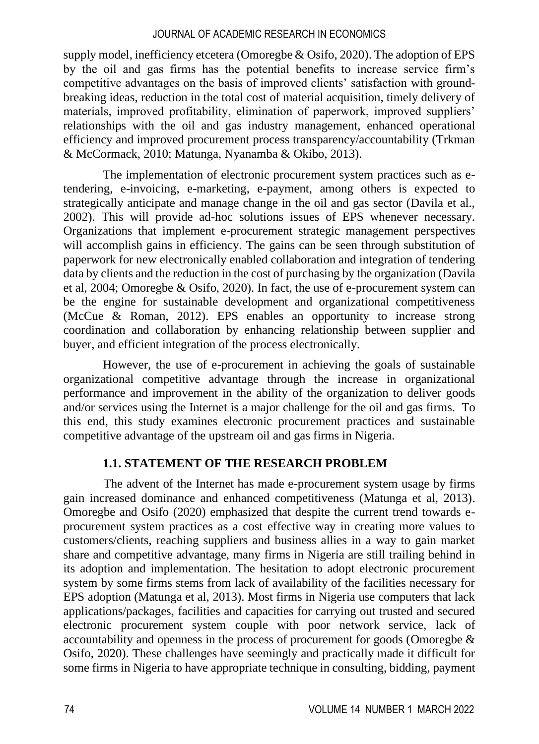supply model, inefficiency etcetera (Omoregbe & Osifo, 2020). The adoption of EPS by the oil and gas firms has the potential benefits to increase service firm's competitive advantages on the basis of improved clients' satisfaction with ground-breaking ideas, reduction in the total cost of material acquisition, timely delivery of materials, improved profitability, elimination of paperwork, improved suppliers' relationships with the oil and gas industry management, enhanced operational efficiency and improved procurement process transparency/accountability (Trkman & McCormack, 2010; Matunga, Nyanamba & Okibo, 2013).

The implementation of electronic procurement system practices such as e-tendering, e-invoicing, e-marketing, e-payment, among others is expected to strategically anticipate and manage change in the oil and gas sector (Davila et al., 2002). This will provide ad-hoc solutions issues of EPS whenever necessary. Organizations that implement e-procurement strategic management perspectives will accomplish gains in efficiency. The gains can be seen through substitution of paperwork for new electronically enabled collaboration and integration of tendering data by clients and the reduction in the cost of purchasing by the organization (Davila et al, 2004; Omoregbe & Osifo, 2020). In fact, the use of e-procurement system can be the engine for sustainable development and organizational competitiveness (McCue & Roman, 2012). EPS enables an opportunity to increase strong coordination and collaboration by enhancing relationship between supplier and buyer, and efficient integration of the process electronically.

However, the use of e-procurement in achieving the goals of sustainable organizational competitive advantage through the increase in organizational performance and improvement in the ability of the organization to deliver goods and/or services using the Internet is a major challenge for the oil and gas firms. To this end, this study examines electronic procurement practices and sustainable competitive advantage of the upstream oil and gas firms in Nigeria.

## 1.1. STATEMENT OF THE RESEARCH PROBLEM

The advent of the Internet has made e-procurement system usage by firms gain increased dominance and enhanced competitiveness (Matunga et al, 2013). Omoregbe and Osifo (2020) emphasized that despite the current trend towards e-procurement system practices as a cost effective way in creating more values to customers/clients, reaching suppliers and business allies in a way to gain market share and competitive advantage, many firms in Nigeria are still trailing behind in its adoption and implementation. The hesitation to adopt electronic procurement system by some firms stems from lack of availability of the facilities necessary for EPS adoption (Matunga et al, 2013). Most firms in Nigeria use computers that lack applications/packages, facilities and capacities for carrying out trusted and secured electronic procurement system couple with poor network service, lack of accountability and openness in the process of procurement for goods (Omoregbe & Osifo, 2020). These challenges have seemingly and practically made it difficult for some firms in Nigeria to have appropriate technique in consulting, bidding, payment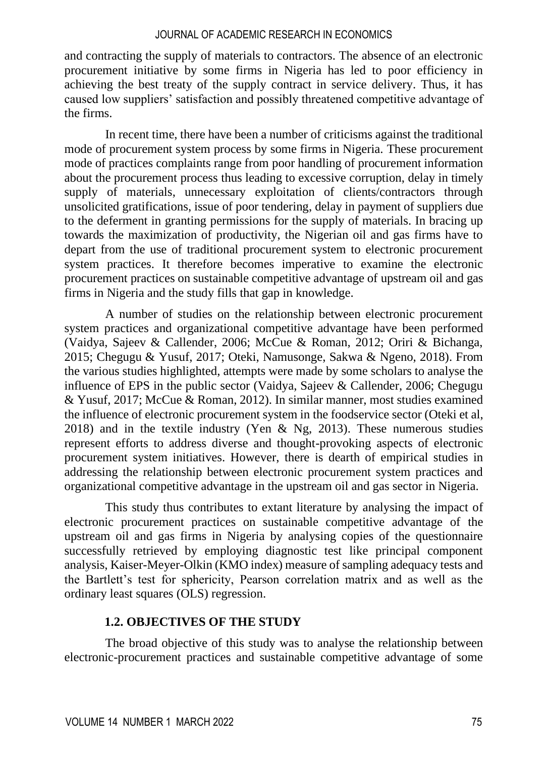and contracting the supply of materials to contractors. The absence of an electronic procurement initiative by some firms in Nigeria has led to poor efficiency in achieving the best treaty of the supply contract in service delivery. Thus, it has caused low suppliers' satisfaction and possibly threatened competitive advantage of the firms.

In recent time, there have been a number of criticisms against the traditional mode of procurement system process by some firms in Nigeria. These procurement mode of practices complaints range from poor handling of procurement information about the procurement process thus leading to excessive corruption, delay in timely supply of materials, unnecessary exploitation of clients/contractors through unsolicited gratifications, issue of poor tendering, delay in payment of suppliers due to the deferment in granting permissions for the supply of materials. In bracing up towards the maximization of productivity, the Nigerian oil and gas firms have to depart from the use of traditional procurement system to electronic procurement system practices. It therefore becomes imperative to examine the electronic procurement practices on sustainable competitive advantage of upstream oil and gas firms in Nigeria and the study fills that gap in knowledge.

A number of studies on the relationship between electronic procurement system practices and organizational competitive advantage have been performed (Vaidya, Sajeev & Callender, 2006; McCue & Roman, 2012; Oriri & Bichanga, 2015; Chegugu & Yusuf, 2017; Oteki, Namusonge, Sakwa & Ngeno, 2018). From the various studies highlighted, attempts were made by some scholars to analyse the influence of EPS in the public sector (Vaidya, Sajeev & Callender, 2006; Chegugu & Yusuf, 2017; McCue & Roman, 2012). In similar manner, most studies examined the influence of electronic procurement system in the foodservice sector (Oteki et al, 2018) and in the textile industry (Yen & Ng, 2013). These numerous studies represent efforts to address diverse and thought-provoking aspects of electronic procurement system initiatives. However, there is dearth of empirical studies in addressing the relationship between electronic procurement system practices and organizational competitive advantage in the upstream oil and gas sector in Nigeria.

This study thus contributes to extant literature by analysing the impact of electronic procurement practices on sustainable competitive advantage of the upstream oil and gas firms in Nigeria by analysing copies of the questionnaire successfully retrieved by employing diagnostic test like principal component analysis, Kaiser-Meyer-Olkin (KMO index) measure of sampling adequacy tests and the Bartlett's test for sphericity, Pearson correlation matrix and as well as the ordinary least squares (OLS) regression.

### 1.2. OBJECTIVES OF THE STUDY

The broad objective of this study was to analyse the relationship between electronic-procurement practices and sustainable competitive advantage of some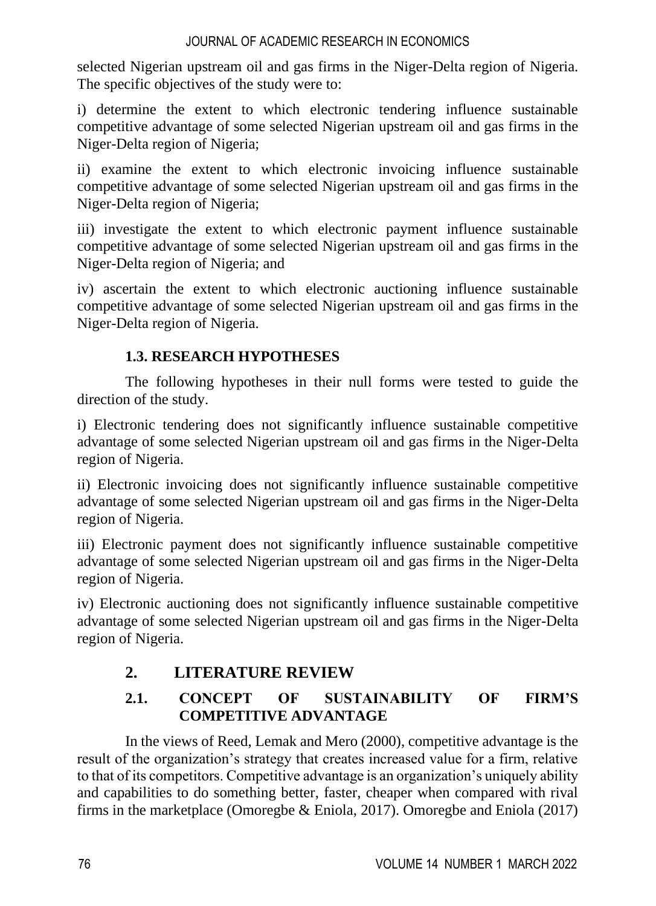selected Nigerian upstream oil and gas firms in the Niger-Delta region of Nigeria. The specific objectives of the study were to:

i) determine the extent to which electronic tendering influence sustainable competitive advantage of some selected Nigerian upstream oil and gas firms in the Niger-Delta region of Nigeria;

ii) examine the extent to which electronic invoicing influence sustainable competitive advantage of some selected Nigerian upstream oil and gas firms in the Niger-Delta region of Nigeria;

iii) investigate the extent to which electronic payment influence sustainable competitive advantage of some selected Nigerian upstream oil and gas firms in the Niger-Delta region of Nigeria; and

iv) ascertain the extent to which electronic auctioning influence sustainable competitive advantage of some selected Nigerian upstream oil and gas firms in the Niger-Delta region of Nigeria.

### 1.3. RESEARCH HYPOTHESES

The following hypotheses in their null forms were tested to guide the direction of the study.

i) Electronic tendering does not significantly influence sustainable competitive advantage of some selected Nigerian upstream oil and gas firms in the Niger-Delta region of Nigeria.

ii) Electronic invoicing does not significantly influence sustainable competitive advantage of some selected Nigerian upstream oil and gas firms in the Niger-Delta region of Nigeria.

iii) Electronic payment does not significantly influence sustainable competitive advantage of some selected Nigerian upstream oil and gas firms in the Niger-Delta region of Nigeria.

iv) Electronic auctioning does not significantly influence sustainable competitive advantage of some selected Nigerian upstream oil and gas firms in the Niger-Delta region of Nigeria.

## 2. LITERATURE REVIEW

### 2.1. CONCEPT OF SUSTAINABILITY OF FIRM'S COMPETITIVE ADVANTAGE

In the views of Reed, Lemak and Mero (2000), competitive advantage is the result of the organization's strategy that creates increased value for a firm, relative to that of its competitors. Competitive advantage is an organization's uniquely ability and capabilities to do something better, faster, cheaper when compared with rival firms in the marketplace (Omoregbe & Eniola, 2017). Omoregbe and Eniola (2017)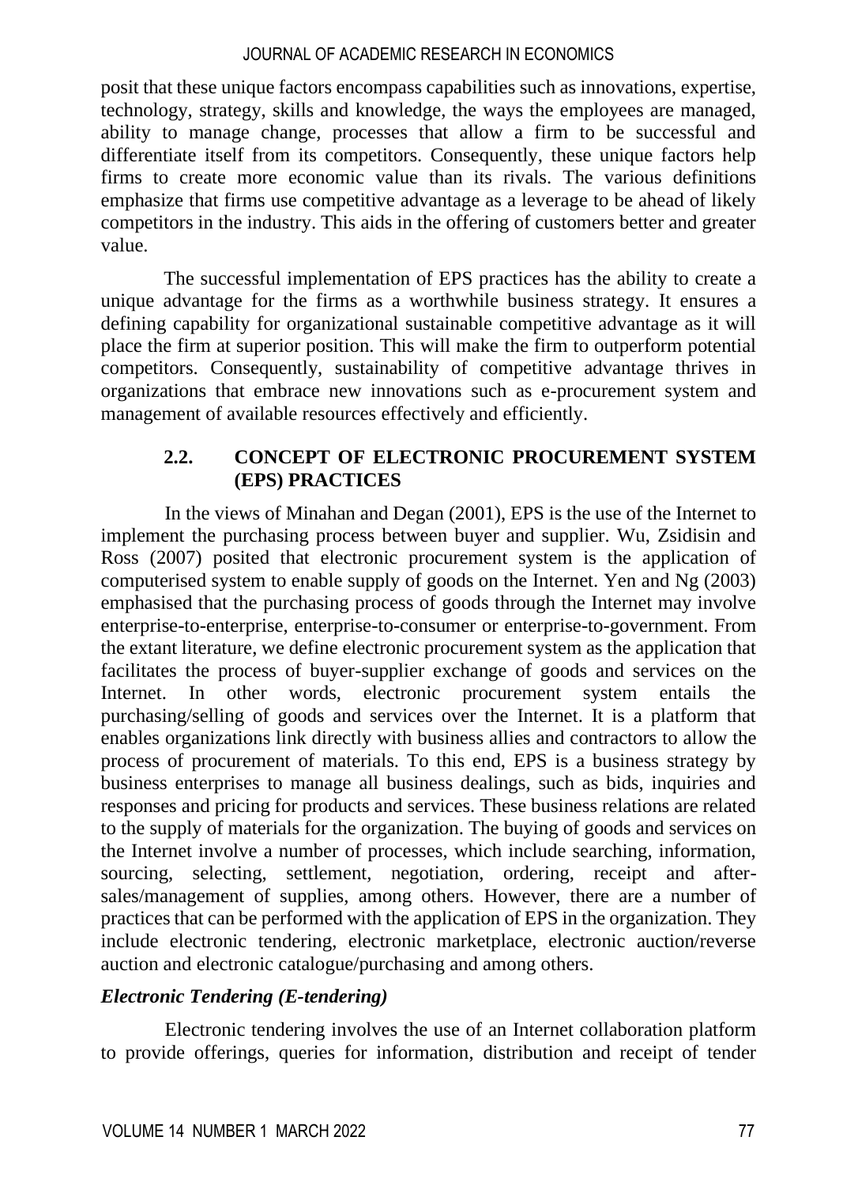posit that these unique factors encompass capabilities such as innovations, expertise, technology, strategy, skills and knowledge, the ways the employees are managed, ability to manage change, processes that allow a firm to be successful and differentiate itself from its competitors. Consequently, these unique factors help firms to create more economic value than its rivals. The various definitions emphasize that firms use competitive advantage as a leverage to be ahead of likely competitors in the industry. This aids in the offering of customers better and greater value.

The successful implementation of EPS practices has the ability to create a unique advantage for the firms as a worthwhile business strategy. It ensures a defining capability for organizational sustainable competitive advantage as it will place the firm at superior position. This will make the firm to outperform potential competitors. Consequently, sustainability of competitive advantage thrives in organizations that embrace new innovations such as e-procurement system and management of available resources effectively and efficiently.

## 2.2. CONCEPT OF ELECTRONIC PROCUREMENT SYSTEM (EPS) PRACTICES

In the views of Minahan and Degan (2001), EPS is the use of the Internet to implement the purchasing process between buyer and supplier. Wu, Zsidisin and Ross (2007) posited that electronic procurement system is the application of computerised system to enable supply of goods on the Internet. Yen and Ng (2003) emphasised that the purchasing process of goods through the Internet may involve enterprise-to-enterprise, enterprise-to-consumer or enterprise-to-government. From the extant literature, we define electronic procurement system as the application that facilitates the process of buyer-supplier exchange of goods and services on the Internet. In other words, electronic procurement system entails the purchasing/selling of goods and services over the Internet. It is a platform that enables organizations link directly with business allies and contractors to allow the process of procurement of materials. To this end, EPS is a business strategy by business enterprises to manage all business dealings, such as bids, inquiries and responses and pricing for products and services. These business relations are related to the supply of materials for the organization. The buying of goods and services on the Internet involve a number of processes, which include searching, information, sourcing, selecting, settlement, negotiation, ordering, receipt and after-sales/management of supplies, among others. However, there are a number of practices that can be performed with the application of EPS in the organization. They include electronic tendering, electronic marketplace, electronic auction/reverse auction and electronic catalogue/purchasing and among others.

***Electronic Tendering (E-tendering)***

Electronic tendering involves the use of an Internet collaboration platform to provide offerings, queries for information, distribution and receipt of tender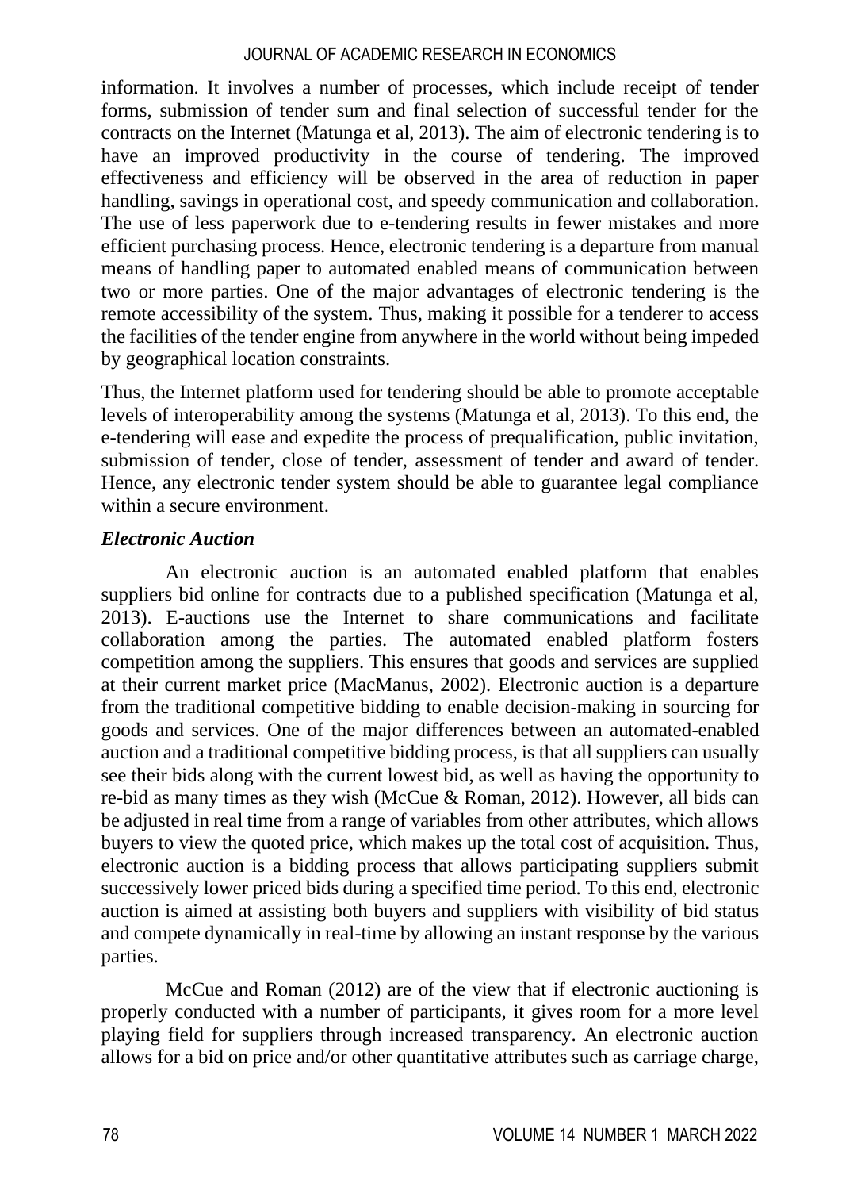information. It involves a number of processes, which include receipt of tender forms, submission of tender sum and final selection of successful tender for the contracts on the Internet (Matunga et al, 2013). The aim of electronic tendering is to have an improved productivity in the course of tendering. The improved effectiveness and efficiency will be observed in the area of reduction in paper handling, savings in operational cost, and speedy communication and collaboration. The use of less paperwork due to e-tendering results in fewer mistakes and more efficient purchasing process. Hence, electronic tendering is a departure from manual means of handling paper to automated enabled means of communication between two or more parties. One of the major advantages of electronic tendering is the remote accessibility of the system. Thus, making it possible for a tenderer to access the facilities of the tender engine from anywhere in the world without being impeded by geographical location constraints.

Thus, the Internet platform used for tendering should be able to promote acceptable levels of interoperability among the systems (Matunga et al, 2013). To this end, the e-tendering will ease and expedite the process of prequalification, public invitation, submission of tender, close of tender, assessment of tender and award of tender. Hence, any electronic tender system should be able to guarantee legal compliance within a secure environment.

### *Electronic Auction*

An electronic auction is an automated enabled platform that enables suppliers bid online for contracts due to a published specification (Matunga et al, 2013). E-auctions use the Internet to share communications and facilitate collaboration among the parties. The automated enabled platform fosters competition among the suppliers. This ensures that goods and services are supplied at their current market price (MacManus, 2002). Electronic auction is a departure from the traditional competitive bidding to enable decision-making in sourcing for goods and services. One of the major differences between an automated-enabled auction and a traditional competitive bidding process, is that all suppliers can usually see their bids along with the current lowest bid, as well as having the opportunity to re-bid as many times as they wish (McCue & Roman, 2012). However, all bids can be adjusted in real time from a range of variables from other attributes, which allows buyers to view the quoted price, which makes up the total cost of acquisition. Thus, electronic auction is a bidding process that allows participating suppliers submit successively lower priced bids during a specified time period. To this end, electronic auction is aimed at assisting both buyers and suppliers with visibility of bid status and compete dynamically in real-time by allowing an instant response by the various parties.

McCue and Roman (2012) are of the view that if electronic auctioning is properly conducted with a number of participants, it gives room for a more level playing field for suppliers through increased transparency. An electronic auction allows for a bid on price and/or other quantitative attributes such as carriage charge,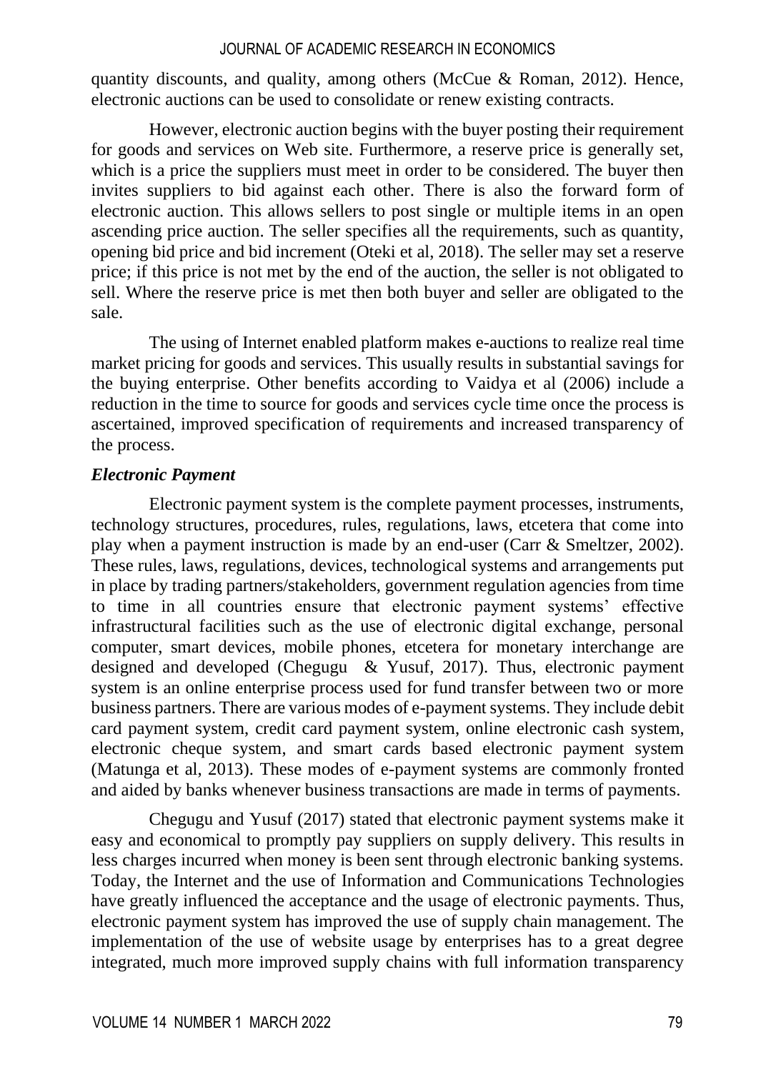quantity discounts, and quality, among others (McCue & Roman, 2012). Hence, electronic auctions can be used to consolidate or renew existing contracts.

However, electronic auction begins with the buyer posting their requirement for goods and services on Web site. Furthermore, a reserve price is generally set, which is a price the suppliers must meet in order to be considered. The buyer then invites suppliers to bid against each other. There is also the forward form of electronic auction. This allows sellers to post single or multiple items in an open ascending price auction. The seller specifies all the requirements, such as quantity, opening bid price and bid increment (Oteki et al, 2018). The seller may set a reserve price; if this price is not met by the end of the auction, the seller is not obligated to sell. Where the reserve price is met then both buyer and seller are obligated to the sale.

The using of Internet enabled platform makes e-auctions to realize real time market pricing for goods and services. This usually results in substantial savings for the buying enterprise. Other benefits according to Vaidya et al (2006) include a reduction in the time to source for goods and services cycle time once the process is ascertained, improved specification of requirements and increased transparency of the process.

### *Electronic Payment*

Electronic payment system is the complete payment processes, instruments, technology structures, procedures, rules, regulations, laws, etcetera that come into play when a payment instruction is made by an end-user (Carr & Smeltzer, 2002). These rules, laws, regulations, devices, technological systems and arrangements put in place by trading partners/stakeholders, government regulation agencies from time to time in all countries ensure that electronic payment systems' effective infrastructural facilities such as the use of electronic digital exchange, personal computer, smart devices, mobile phones, etcetera for monetary interchange are designed and developed (Chegugu & Yusuf, 2017). Thus, electronic payment system is an online enterprise process used for fund transfer between two or more business partners. There are various modes of e-payment systems. They include debit card payment system, credit card payment system, online electronic cash system, electronic cheque system, and smart cards based electronic payment system (Matunga et al, 2013). These modes of e-payment systems are commonly fronted and aided by banks whenever business transactions are made in terms of payments.

Chegugu and Yusuf (2017) stated that electronic payment systems make it easy and economical to promptly pay suppliers on supply delivery. This results in less charges incurred when money is been sent through electronic banking systems. Today, the Internet and the use of Information and Communications Technologies have greatly influenced the acceptance and the usage of electronic payments. Thus, electronic payment system has improved the use of supply chain management. The implementation of the use of website usage by enterprises has to a great degree integrated, much more improved supply chains with full information transparency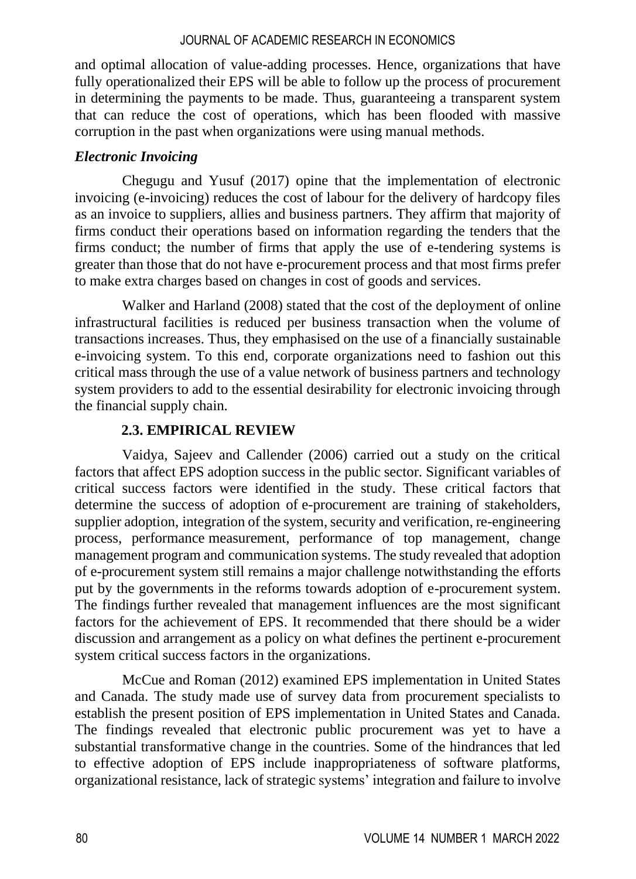and optimal allocation of value-adding processes. Hence, organizations that have fully operationalized their EPS will be able to follow up the process of procurement in determining the payments to be made. Thus, guaranteeing a transparent system that can reduce the cost of operations, which has been flooded with massive corruption in the past when organizations were using manual methods.

### *Electronic Invoicing*

Chegugu and Yusuf (2017) opine that the implementation of electronic invoicing (e-invoicing) reduces the cost of labour for the delivery of hardcopy files as an invoice to suppliers, allies and business partners. They affirm that majority of firms conduct their operations based on information regarding the tenders that the firms conduct; the number of firms that apply the use of e-tendering systems is greater than those that do not have e-procurement process and that most firms prefer to make extra charges based on changes in cost of goods and services.

Walker and Harland (2008) stated that the cost of the deployment of online infrastructural facilities is reduced per business transaction when the volume of transactions increases. Thus, they emphasised on the use of a financially sustainable e-invoicing system. To this end, corporate organizations need to fashion out this critical mass through the use of a value network of business partners and technology system providers to add to the essential desirability for electronic invoicing through the financial supply chain.

## 2.3. EMPIRICAL REVIEW

Vaidya, Sajeev and Callender (2006) carried out a study on the critical factors that affect EPS adoption success in the public sector. Significant variables of critical success factors were identified in the study. These critical factors that determine the success of adoption of e-procurement are training of stakeholders, supplier adoption, integration of the system, security and verification, re-engineering process, performance measurement, performance of top management, change management program and communication systems. The study revealed that adoption of e-procurement system still remains a major challenge notwithstanding the efforts put by the governments in the reforms towards adoption of e-procurement system. The findings further revealed that management influences are the most significant factors for the achievement of EPS. It recommended that there should be a wider discussion and arrangement as a policy on what defines the pertinent e-procurement system critical success factors in the organizations.

McCue and Roman (2012) examined EPS implementation in United States and Canada. The study made use of survey data from procurement specialists to establish the present position of EPS implementation in United States and Canada. The findings revealed that electronic public procurement was yet to have a substantial transformative change in the countries. Some of the hindrances that led to effective adoption of EPS include inappropriateness of software platforms, organizational resistance, lack of strategic systems' integration and failure to involve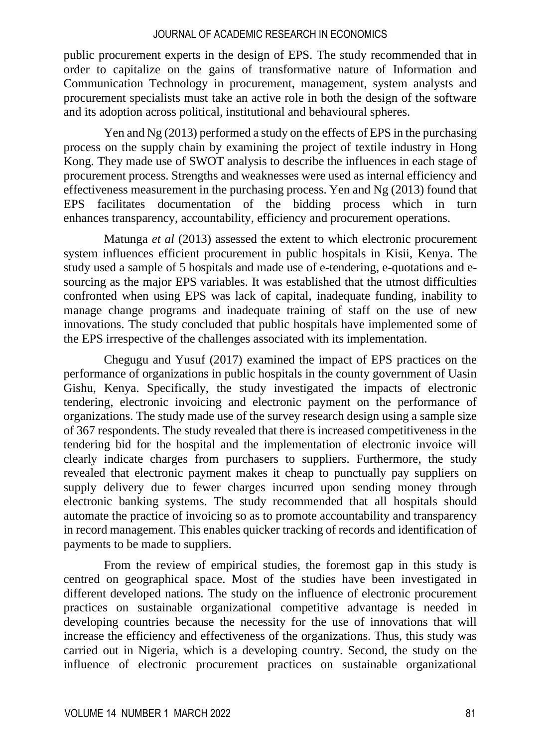public procurement experts in the design of EPS. The study recommended that in order to capitalize on the gains of transformative nature of Information and Communication Technology in procurement, management, system analysts and procurement specialists must take an active role in both the design of the software and its adoption across political, institutional and behavioural spheres.

Yen and Ng (2013) performed a study on the effects of EPS in the purchasing process on the supply chain by examining the project of textile industry in Hong Kong. They made use of SWOT analysis to describe the influences in each stage of procurement process. Strengths and weaknesses were used as internal efficiency and effectiveness measurement in the purchasing process. Yen and Ng (2013) found that EPS facilitates documentation of the bidding process which in turn enhances transparency, accountability, efficiency and procurement operations.

Matunga *et al* (2013) assessed the extent to which electronic procurement system influences efficient procurement in public hospitals in Kisii, Kenya. The study used a sample of 5 hospitals and made use of e-tendering, e-quotations and e-sourcing as the major EPS variables. It was established that the utmost difficulties confronted when using EPS was lack of capital, inadequate funding, inability to manage change programs and inadequate training of staff on the use of new innovations. The study concluded that public hospitals have implemented some of the EPS irrespective of the challenges associated with its implementation.

Chegugu and Yusuf (2017) examined the impact of EPS practices on the performance of organizations in public hospitals in the county government of Uasin Gishu, Kenya. Specifically, the study investigated the impacts of electronic tendering, electronic invoicing and electronic payment on the performance of organizations. The study made use of the survey research design using a sample size of 367 respondents. The study revealed that there is increased competitiveness in the tendering bid for the hospital and the implementation of electronic invoice will clearly indicate charges from purchasers to suppliers. Furthermore, the study revealed that electronic payment makes it cheap to punctually pay suppliers on supply delivery due to fewer charges incurred upon sending money through electronic banking systems. The study recommended that all hospitals should automate the practice of invoicing so as to promote accountability and transparency in record management. This enables quicker tracking of records and identification of payments to be made to suppliers.

From the review of empirical studies, the foremost gap in this study is centred on geographical space. Most of the studies have been investigated in different developed nations. The study on the influence of electronic procurement practices on sustainable organizational competitive advantage is needed in developing countries because the necessity for the use of innovations that will increase the efficiency and effectiveness of the organizations. Thus, this study was carried out in Nigeria, which is a developing country. Second, the study on the influence of electronic procurement practices on sustainable organizational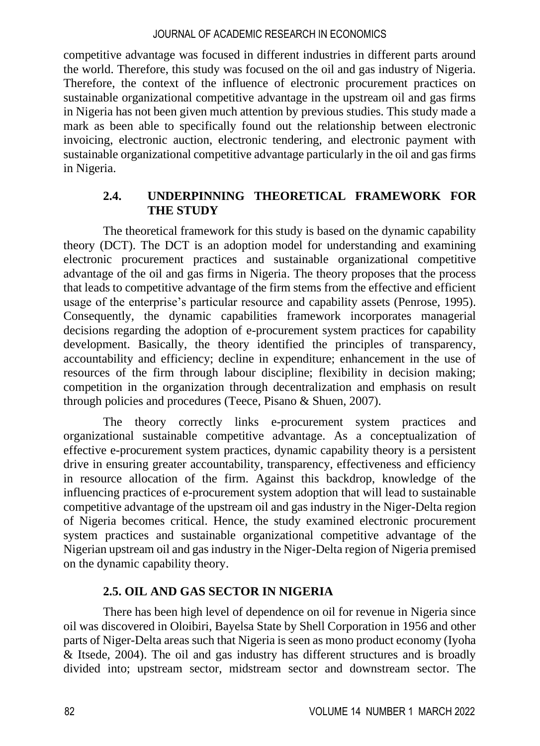competitive advantage was focused in different industries in different parts around the world. Therefore, this study was focused on the oil and gas industry of Nigeria. Therefore, the context of the influence of electronic procurement practices on sustainable organizational competitive advantage in the upstream oil and gas firms in Nigeria has not been given much attention by previous studies. This study made a mark as been able to specifically found out the relationship between electronic invoicing, electronic auction, electronic tendering, and electronic payment with sustainable organizational competitive advantage particularly in the oil and gas firms in Nigeria.

## 2.4. UNDERPINNING THEORETICAL FRAMEWORK FOR THE STUDY

The theoretical framework for this study is based on the dynamic capability theory (DCT). The DCT is an adoption model for understanding and examining electronic procurement practices and sustainable organizational competitive advantage of the oil and gas firms in Nigeria. The theory proposes that the process that leads to competitive advantage of the firm stems from the effective and efficient usage of the enterprise's particular resource and capability assets (Penrose, 1995). Consequently, the dynamic capabilities framework incorporates managerial decisions regarding the adoption of e-procurement system practices for capability development. Basically, the theory identified the principles of transparency, accountability and efficiency; decline in expenditure; enhancement in the use of resources of the firm through labour discipline; flexibility in decision making; competition in the organization through decentralization and emphasis on result through policies and procedures (Teece, Pisano & Shuen, 2007).

The theory correctly links e-procurement system practices and organizational sustainable competitive advantage. As a conceptualization of effective e-procurement system practices, dynamic capability theory is a persistent drive in ensuring greater accountability, transparency, effectiveness and efficiency in resource allocation of the firm. Against this backdrop, knowledge of the influencing practices of e-procurement system adoption that will lead to sustainable competitive advantage of the upstream oil and gas industry in the Niger-Delta region of Nigeria becomes critical. Hence, the study examined electronic procurement system practices and sustainable organizational competitive advantage of the Nigerian upstream oil and gas industry in the Niger-Delta region of Nigeria premised on the dynamic capability theory.

## 2.5. OIL AND GAS SECTOR IN NIGERIA

There has been high level of dependence on oil for revenue in Nigeria since oil was discovered in Oloibiri, Bayelsa State by Shell Corporation in 1956 and other parts of Niger-Delta areas such that Nigeria is seen as mono product economy (Iyoha & Itsede, 2004). The oil and gas industry has different structures and is broadly divided into; upstream sector, midstream sector and downstream sector. The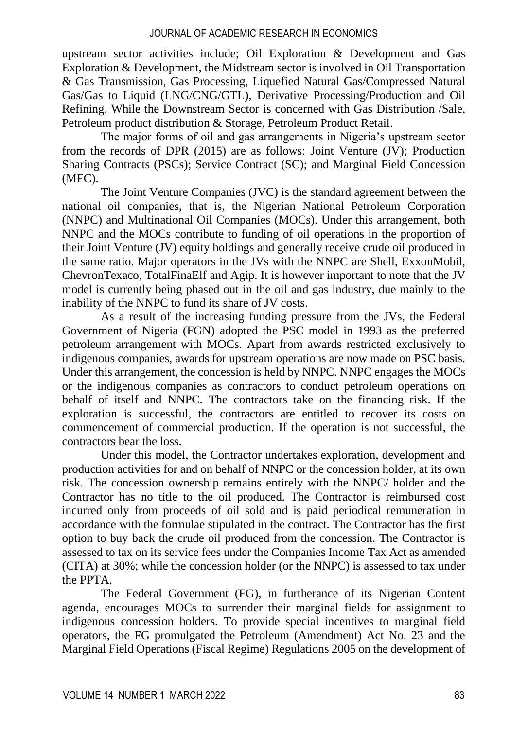upstream sector activities include; Oil Exploration & Development and Gas Exploration & Development, the Midstream sector is involved in Oil Transportation & Gas Transmission, Gas Processing, Liquefied Natural Gas/Compressed Natural Gas/Gas to Liquid (LNG/CNG/GTL), Derivative Processing/Production and Oil Refining. While the Downstream Sector is concerned with Gas Distribution /Sale, Petroleum product distribution & Storage, Petroleum Product Retail.

The major forms of oil and gas arrangements in Nigeria's upstream sector from the records of DPR (2015) are as follows: Joint Venture (JV); Production Sharing Contracts (PSCs); Service Contract (SC); and Marginal Field Concession (MFC).

The Joint Venture Companies (JVC) is the standard agreement between the national oil companies, that is, the Nigerian National Petroleum Corporation (NNPC) and Multinational Oil Companies (MOCs). Under this arrangement, both NNPC and the MOCs contribute to funding of oil operations in the proportion of their Joint Venture (JV) equity holdings and generally receive crude oil produced in the same ratio. Major operators in the JVs with the NNPC are Shell, ExxonMobil, ChevronTexaco, TotalFinaElf and Agip. It is however important to note that the JV model is currently being phased out in the oil and gas industry, due mainly to the inability of the NNPC to fund its share of JV costs.

As a result of the increasing funding pressure from the JVs, the Federal Government of Nigeria (FGN) adopted the PSC model in 1993 as the preferred petroleum arrangement with MOCs. Apart from awards restricted exclusively to indigenous companies, awards for upstream operations are now made on PSC basis. Under this arrangement, the concession is held by NNPC. NNPC engages the MOCs or the indigenous companies as contractors to conduct petroleum operations on behalf of itself and NNPC. The contractors take on the financing risk. If the exploration is successful, the contractors are entitled to recover its costs on commencement of commercial production. If the operation is not successful, the contractors bear the loss.

Under this model, the Contractor undertakes exploration, development and production activities for and on behalf of NNPC or the concession holder, at its own risk. The concession ownership remains entirely with the NNPC/ holder and the Contractor has no title to the oil produced. The Contractor is reimbursed cost incurred only from proceeds of oil sold and is paid periodical remuneration in accordance with the formulae stipulated in the contract. The Contractor has the first option to buy back the crude oil produced from the concession. The Contractor is assessed to tax on its service fees under the Companies Income Tax Act as amended (CITA) at 30%; while the concession holder (or the NNPC) is assessed to tax under the PPTA.

The Federal Government (FG), in furtherance of its Nigerian Content agenda, encourages MOCs to surrender their marginal fields for assignment to indigenous concession holders. To provide special incentives to marginal field operators, the FG promulgated the Petroleum (Amendment) Act No. 23 and the Marginal Field Operations (Fiscal Regime) Regulations 2005 on the development of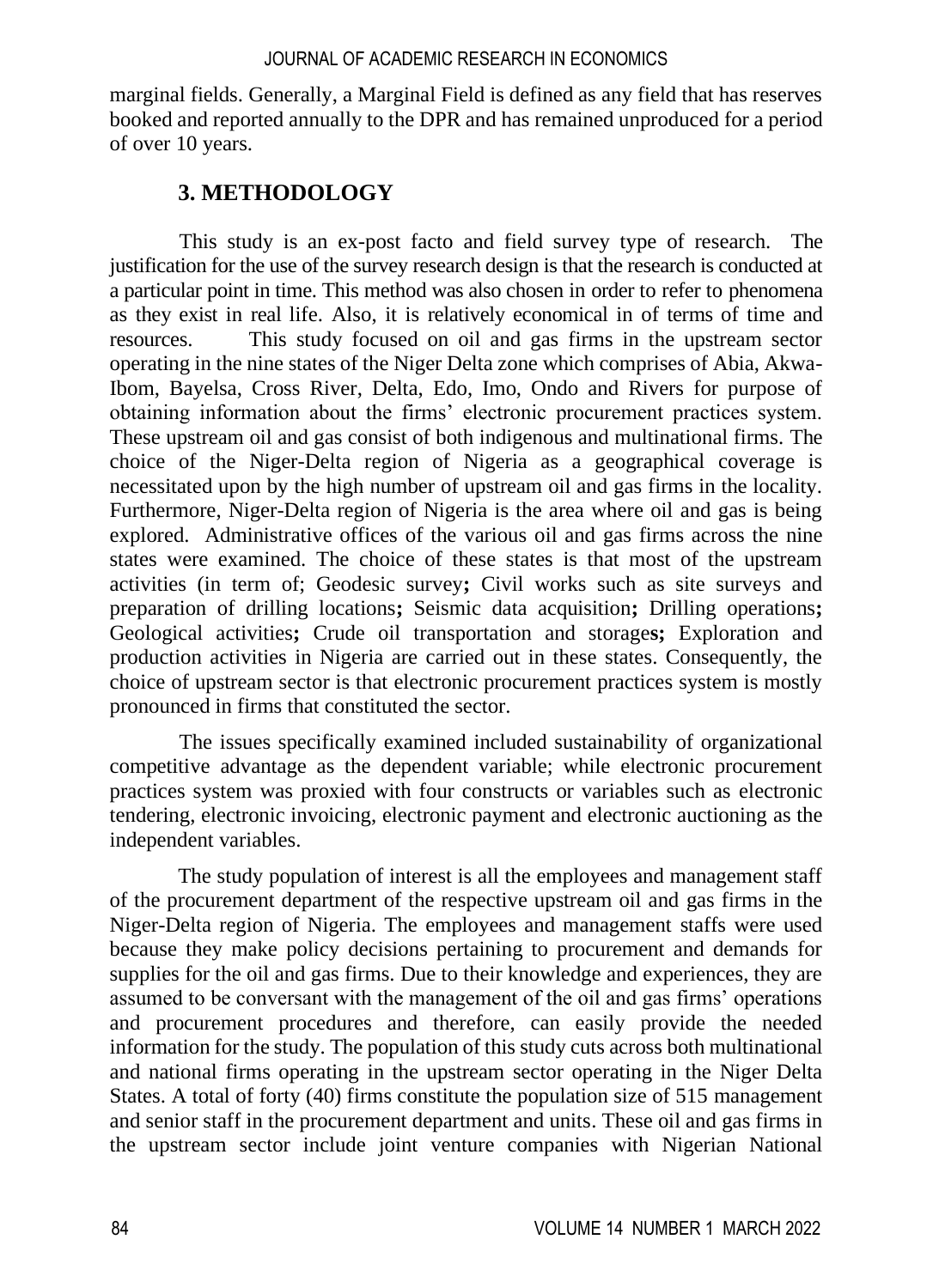marginal fields. Generally, a Marginal Field is defined as any field that has reserves booked and reported annually to the DPR and has remained unproduced for a period of over 10 years.

## 3. METHODOLOGY

This study is an ex-post facto and field survey type of research. The justification for the use of the survey research design is that the research is conducted at a particular point in time. This method was also chosen in order to refer to phenomena as they exist in real life. Also, it is relatively economical in of terms of time and resources. This study focused on oil and gas firms in the upstream sector operating in the nine states of the Niger Delta zone which comprises of Abia, Akwa-Ibom, Bayelsa, Cross River, Delta, Edo, Imo, Ondo and Rivers for purpose of obtaining information about the firms' electronic procurement practices system. These upstream oil and gas consist of both indigenous and multinational firms. The choice of the Niger-Delta region of Nigeria as a geographical coverage is necessitated upon by the high number of upstream oil and gas firms in the locality. Furthermore, Niger-Delta region of Nigeria is the area where oil and gas is being explored. Administrative offices of the various oil and gas firms across the nine states were examined. The choice of these states is that most of the upstream activities (in term of; Geodesic survey**;** Civil works such as site surveys and preparation of drilling locations**;** Seismic data acquisition**;** Drilling operations**;** Geological activities**;** Crude oil transportation and storage**s;** Exploration and production activities in Nigeria are carried out in these states. Consequently, the choice of upstream sector is that electronic procurement practices system is mostly pronounced in firms that constituted the sector.

The issues specifically examined included sustainability of organizational competitive advantage as the dependent variable; while electronic procurement practices system was proxied with four constructs or variables such as electronic tendering, electronic invoicing, electronic payment and electronic auctioning as the independent variables.

The study population of interest is all the employees and management staff of the procurement department of the respective upstream oil and gas firms in the Niger-Delta region of Nigeria. The employees and management staffs were used because they make policy decisions pertaining to procurement and demands for supplies for the oil and gas firms. Due to their knowledge and experiences, they are assumed to be conversant with the management of the oil and gas firms' operations and procurement procedures and therefore, can easily provide the needed information for the study. The population of this study cuts across both multinational and national firms operating in the upstream sector operating in the Niger Delta States. A total of forty (40) firms constitute the population size of 515 management and senior staff in the procurement department and units. These oil and gas firms in the upstream sector include joint venture companies with Nigerian National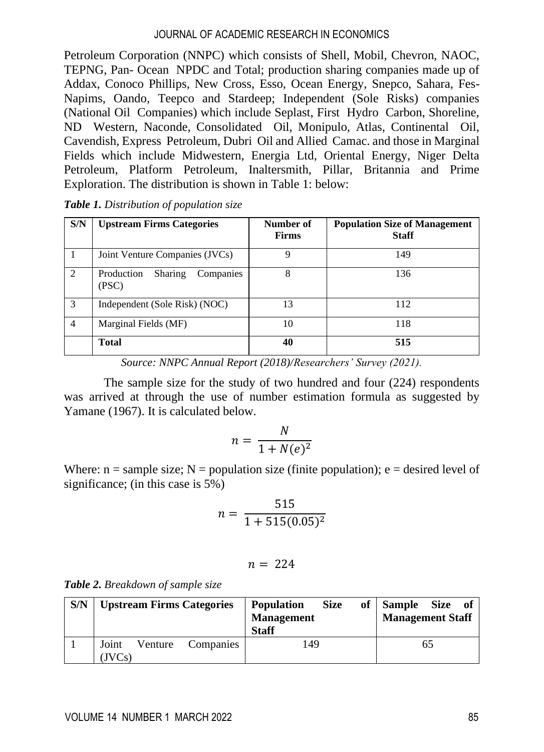Petroleum Corporation (NNPC) which consists of Shell, Mobil, Chevron, NAOC, TEPNG, Pan- Ocean NPDC and Total; production sharing companies made up of Addax, Conoco Phillips, New Cross, Esso, Ocean Energy, Snepco, Sahara, Fes-Napims, Oando, Teepco and Stardeep; Independent (Sole Risks) companies (National Oil Companies) which include Seplast, First Hydro Carbon, Shoreline, ND Western, Naconde, Consolidated Oil, Monipulo, Atlas, Continental Oil, Cavendish, Express Petroleum, Dubri Oil and Allied Camac. and those in Marginal Fields which include Midwestern, Energia Ltd, Oriental Energy, Niger Delta Petroleum, Platform Petroleum, Inaltersmith, Pillar, Britannia and Prime Exploration. The distribution is shown in Table 1: below:

***Table 1.*** *Distribution of population size*

| S/N | Upstream Firms Categories | Number of Firms | Population Size of Management Staff |
|---|---|---|---|
| 1 | Joint Venture Companies (JVCs) | 9 | 149 |
| 2 | Production Sharing Companies (PSC) | 8 | 136 |
| 3 | Independent (Sole Risk) (NOC) | 13 | 112 |
| 4 | Marginal Fields (MF) | 10 | 118 |
| | **Total** | **40** | **515** |

*Source: NNPC Annual Report (2018)/Researchers' Survey (2021).*

The sample size for the study of two hundred and four (224) respondents was arrived at through the use of number estimation formula as suggested by Yamane (1967). It is calculated below.

$$n = \frac{N}{1 + N(e)^2}$$

Where: n = sample size; N = population size (finite population); e = desired level of significance; (in this case is 5%)

$$n = \frac{515}{1 + 515(0.05)^2}$$

$$n = 224$$

***Table 2.*** *Breakdown of sample size*

| S/N | Upstream Firms Categories | Population Size of Management Staff | Sample Size of Management Staff |
|---|---|---|---|
| 1 | Joint Venture Companies (JVCs) | 149 | 65 |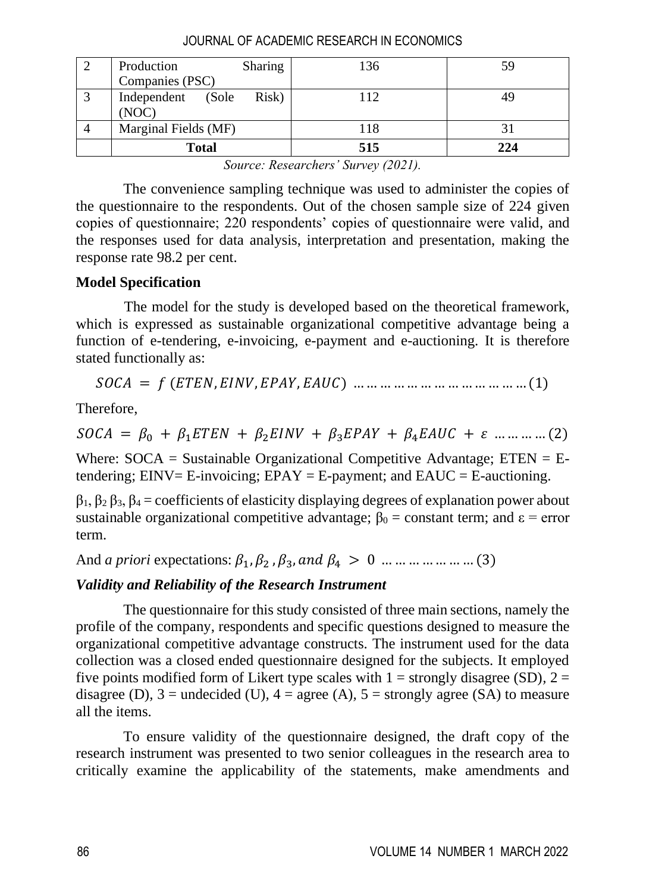| 2 | Production Sharing Companies (PSC) | 136 | 59 |
|---|---|---|---|
| 3 | Independent (Sole Risk) (NOC) | 112 | 49 |
| 4 | Marginal Fields (MF) | 118 | 31 |
| | **Total** | **515** | **224** |

*Source: Researchers' Survey (2021).*

The convenience sampling technique was used to administer the copies of the questionnaire to the respondents. Out of the chosen sample size of 224 given copies of questionnaire; 220 respondents' copies of questionnaire were valid, and the responses used for data analysis, interpretation and presentation, making the response rate 98.2 per cent.

**Model Specification**

The model for the study is developed based on the theoretical framework, which is expressed as sustainable organizational competitive advantage being a function of e-tendering, e-invoicing, e-payment and e-auctioning. It is therefore stated functionally as:

$$SOCA = f\,(ETEN, EINV, EPAY, EAUC) \quad \ldots\ldots\ldots\ldots\ldots\ldots\ldots\ldots\ldots\ldots\ldots\ldots (1)$$

Therefore,

$$SOCA = \beta_0 + \beta_1 ETEN + \beta_2 EINV + \beta_3 EPAY + \beta_4 EAUC + \varepsilon \quad \ldots\ldots\ldots\ldots (2)$$

Where: SOCA = Sustainable Organizational Competitive Advantage; ETEN = E-tendering; EINV= E-invoicing; EPAY = E-payment; and EAUC = E-auctioning.

$\beta_1$, $\beta_2$ $\beta_3$, $\beta_4$ = coefficients of elasticity displaying degrees of explanation power about sustainable organizational competitive advantage; $\beta_0$ = constant term; and $\varepsilon$ = error term.

And *a priori* expectations: $\beta_1, \beta_2, \beta_3, and\ \beta_4 > 0 \quad \ldots\ldots\ldots\ldots\ldots\ldots\ldots (3)$

***Validity and Reliability of the Research Instrument***

The questionnaire for this study consisted of three main sections, namely the profile of the company, respondents and specific questions designed to measure the organizational competitive advantage constructs. The instrument used for the data collection was a closed ended questionnaire designed for the subjects. It employed five points modified form of Likert type scales with 1 = strongly disagree (SD), 2 = disagree (D), 3 = undecided (U), 4 = agree (A), 5 = strongly agree (SA) to measure all the items.

To ensure validity of the questionnaire designed, the draft copy of the research instrument was presented to two senior colleagues in the research area to critically examine the applicability of the statements, make amendments and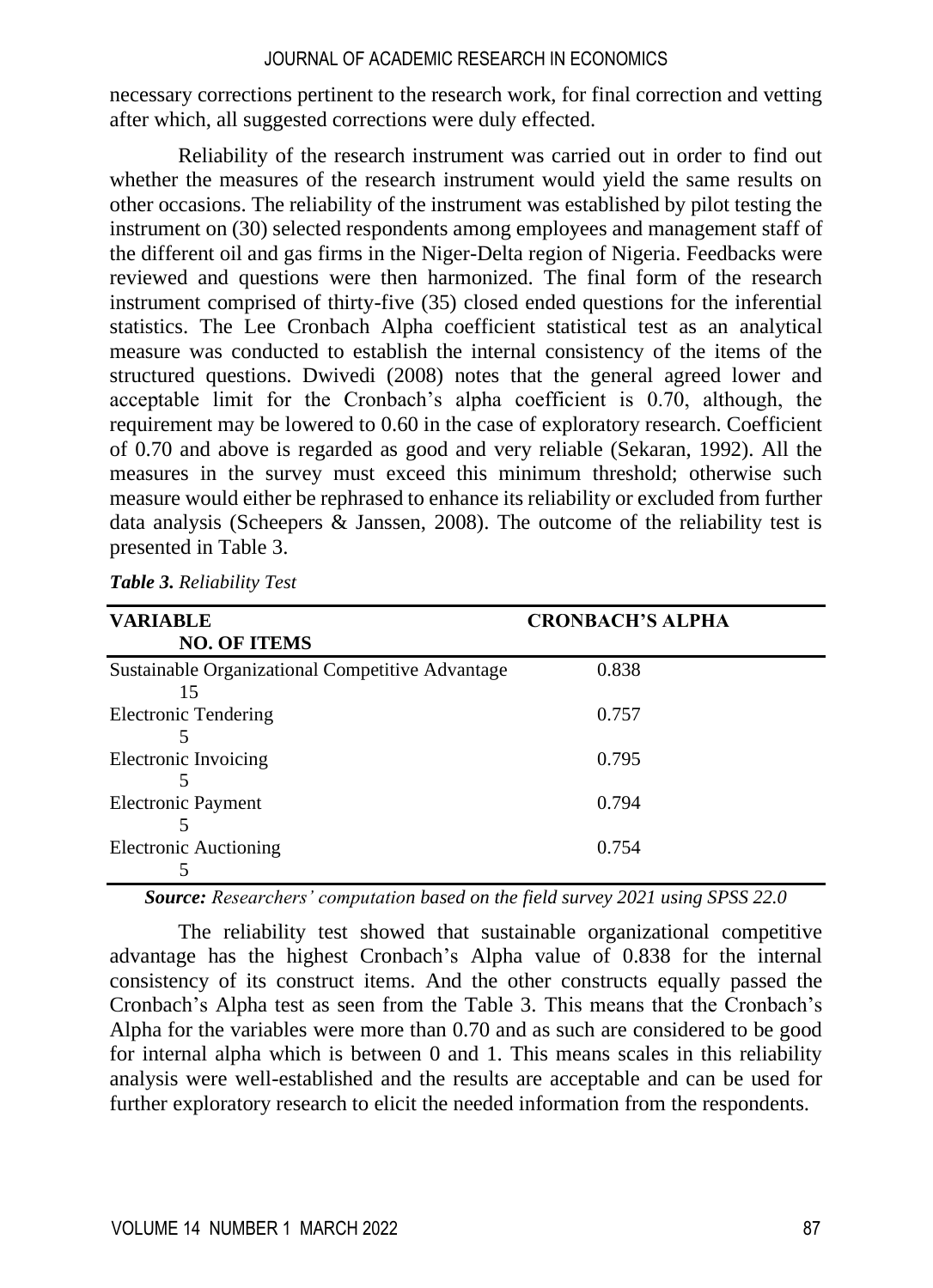necessary corrections pertinent to the research work, for final correction and vetting after which, all suggested corrections were duly effected.

Reliability of the research instrument was carried out in order to find out whether the measures of the research instrument would yield the same results on other occasions. The reliability of the instrument was established by pilot testing the instrument on (30) selected respondents among employees and management staff of the different oil and gas firms in the Niger-Delta region of Nigeria. Feedbacks were reviewed and questions were then harmonized. The final form of the research instrument comprised of thirty-five (35) closed ended questions for the inferential statistics. The Lee Cronbach Alpha coefficient statistical test as an analytical measure was conducted to establish the internal consistency of the items of the structured questions. Dwivedi (2008) notes that the general agreed lower and acceptable limit for the Cronbach's alpha coefficient is 0.70, although, the requirement may be lowered to 0.60 in the case of exploratory research. Coefficient of 0.70 and above is regarded as good and very reliable (Sekaran, 1992). All the measures in the survey must exceed this minimum threshold; otherwise such measure would either be rephrased to enhance its reliability or excluded from further data analysis (Scheepers & Janssen, 2008). The outcome of the reliability test is presented in Table 3.

***Table 3.*** *Reliability Test*

| VARIABLE | CRONBACH'S ALPHA | NO. OF ITEMS |
|---|---|---|
| Sustainable Organizational Competitive Advantage | 0.838 | 15 |
| Electronic Tendering | 0.757 | 5 |
| Electronic Invoicing | 0.795 | 5 |
| Electronic Payment | 0.794 | 5 |
| Electronic Auctioning | 0.754 | 5 |

***Source:*** *Researchers' computation based on the field survey 2021 using SPSS 22.0*

The reliability test showed that sustainable organizational competitive advantage has the highest Cronbach's Alpha value of 0.838 for the internal consistency of its construct items. And the other constructs equally passed the Cronbach's Alpha test as seen from the Table 3. This means that the Cronbach's Alpha for the variables were more than 0.70 and as such are considered to be good for internal alpha which is between 0 and 1. This means scales in this reliability analysis were well-established and the results are acceptable and can be used for further exploratory research to elicit the needed information from the respondents.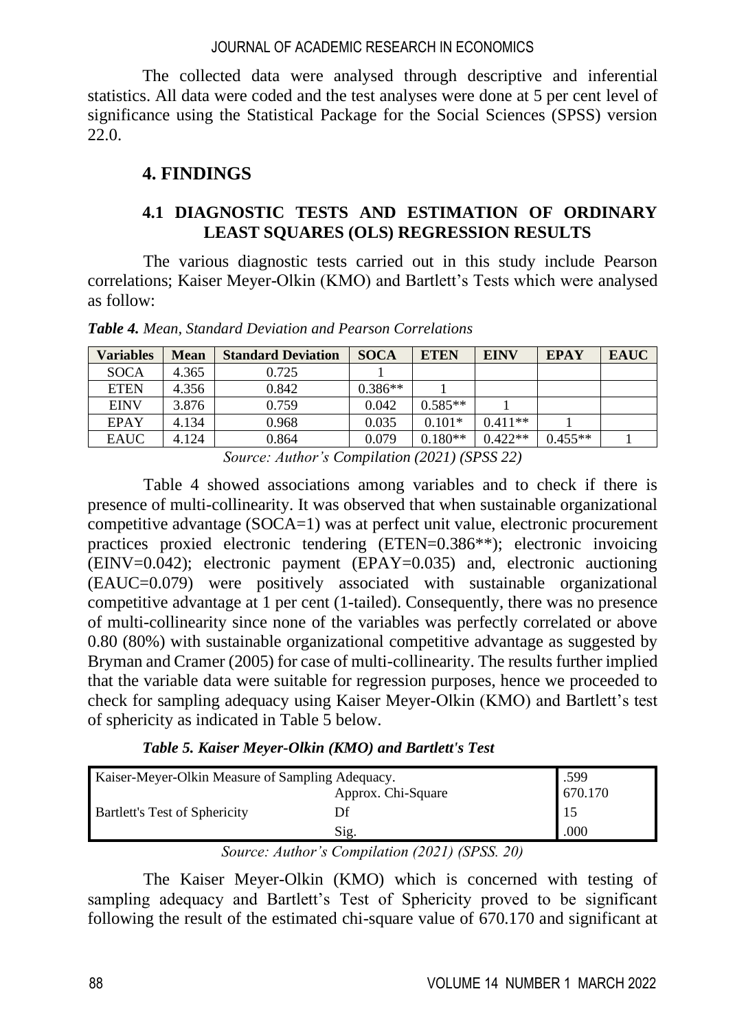The collected data were analysed through descriptive and inferential statistics. All data were coded and the test analyses were done at 5 per cent level of significance using the Statistical Package for the Social Sciences (SPSS) version 22.0.

## 4. FINDINGS

### 4.1 DIAGNOSTIC TESTS AND ESTIMATION OF ORDINARY LEAST SQUARES (OLS) REGRESSION RESULTS

The various diagnostic tests carried out in this study include Pearson correlations; Kaiser Meyer-Olkin (KMO) and Bartlett's Tests which were analysed as follow:

***Table 4.*** *Mean, Standard Deviation and Pearson Correlations*

| Variables | Mean | Standard Deviation | SOCA | ETEN | EINV | EPAY | EAUC |
|---|---|---|---|---|---|---|---|
| SOCA | 4.365 | 0.725 | 1 | | | | |
| ETEN | 4.356 | 0.842 | 0.386** | 1 | | | |
| EINV | 3.876 | 0.759 | 0.042 | 0.585** | 1 | | |
| EPAY | 4.134 | 0.968 | 0.035 | 0.101* | 0.411** | 1 | |
| EAUC | 4.124 | 0.864 | 0.079 | 0.180** | 0.422** | 0.455** | 1 |

*Source: Author's Compilation (2021) (SPSS 22)*

Table 4 showed associations among variables and to check if there is presence of multi-collinearity. It was observed that when sustainable organizational competitive advantage (SOCA=1) was at perfect unit value, electronic procurement practices proxied electronic tendering (ETEN=0.386**); electronic invoicing (EINV=0.042); electronic payment (EPAY=0.035) and, electronic auctioning (EAUC=0.079) were positively associated with sustainable organizational competitive advantage at 1 per cent (1-tailed). Consequently, there was no presence of multi-collinearity since none of the variables was perfectly correlated or above 0.80 (80%) with sustainable organizational competitive advantage as suggested by Bryman and Cramer (2005) for case of multi-collinearity. The results further implied that the variable data were suitable for regression purposes, hence we proceeded to check for sampling adequacy using Kaiser Meyer-Olkin (KMO) and Bartlett's test of sphericity as indicated in Table 5 below.

***Table 5. Kaiser Meyer-Olkin (KMO) and Bartlett's Test***

| | | |
|---|---|---|
| Kaiser-Meyer-Olkin Measure of Sampling Adequacy. | | .599 |
| Bartlett's Test of Sphericity | Approx. Chi-Square | 670.170 |
| | Df | 15 |
| | Sig. | .000 |

*Source: Author's Compilation (2021) (SPSS. 20)*

The Kaiser Meyer-Olkin (KMO) which is concerned with testing of sampling adequacy and Bartlett's Test of Sphericity proved to be significant following the result of the estimated chi-square value of 670.170 and significant at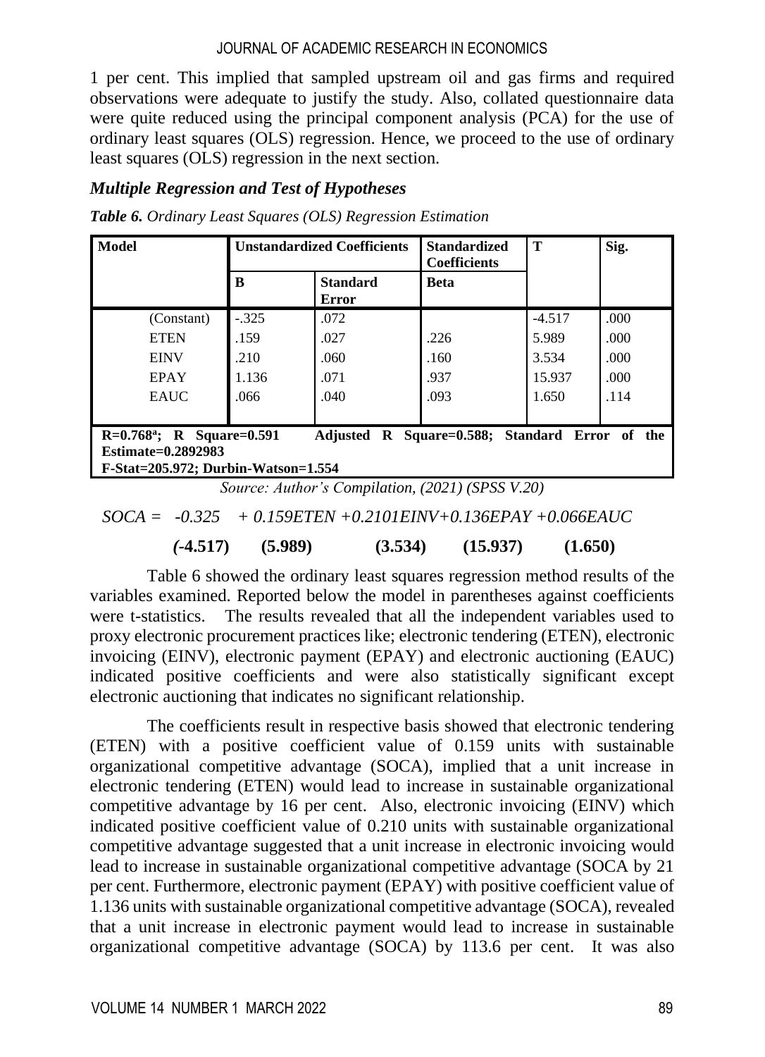1 per cent. This implied that sampled upstream oil and gas firms and required observations were adequate to justify the study. Also, collated questionnaire data were quite reduced using the principal component analysis (PCA) for the use of ordinary least squares (OLS) regression. Hence, we proceed to the use of ordinary least squares (OLS) regression in the next section.

### *Multiple Regression and Test of Hypotheses*

***Table 6.*** *Ordinary Least Squares (OLS) Regression Estimation*

| **Model** | **Unstandardized Coefficients** | | **Standardized Coefficients** | **T** | **Sig.** |
|---|---|---|---|---|---|
| | **B** | **Standard Error** | **Beta** | | |
| (Constant) | -.325 | .072 | | -4.517 | .000 |
| ETEN | .159 | .027 | .226 | 5.989 | .000 |
| EINV | .210 | .060 | .160 | 3.534 | .000 |
| EPAY | 1.136 | .071 | .937 | 15.937 | .000 |
| EAUC | .066 | .040 | .093 | 1.650 | .114 |
| **R=0.768[a]; R Square=0.591 Adjusted R Square=0.588; Standard Error of the Estimate=0.2892983 F-Stat=205.972; Durbin-Watson=1.554** | | | | | |

*Source: Author's Compilation, (2021) (SPSS V.20)*

$$SOCA = -0.325 + 0.159ETEN + 0.2101EINV + 0.136EPAY + 0.066EAUC$$

$$(-4.517) \quad (5.989) \quad (3.534) \quad (15.937) \quad (1.650)$$

Table 6 showed the ordinary least squares regression method results of the variables examined. Reported below the model in parentheses against coefficients were t-statistics. The results revealed that all the independent variables used to proxy electronic procurement practices like; electronic tendering (ETEN), electronic invoicing (EINV), electronic payment (EPAY) and electronic auctioning (EAUC) indicated positive coefficients and were also statistically significant except electronic auctioning that indicates no significant relationship.

The coefficients result in respective basis showed that electronic tendering (ETEN) with a positive coefficient value of 0.159 units with sustainable organizational competitive advantage (SOCA), implied that a unit increase in electronic tendering (ETEN) would lead to increase in sustainable organizational competitive advantage by 16 per cent. Also, electronic invoicing (EINV) which indicated positive coefficient value of 0.210 units with sustainable organizational competitive advantage suggested that a unit increase in electronic invoicing would lead to increase in sustainable organizational competitive advantage (SOCA by 21 per cent. Furthermore, electronic payment (EPAY) with positive coefficient value of 1.136 units with sustainable organizational competitive advantage (SOCA), revealed that a unit increase in electronic payment would lead to increase in sustainable organizational competitive advantage (SOCA) by 113.6 per cent. It was also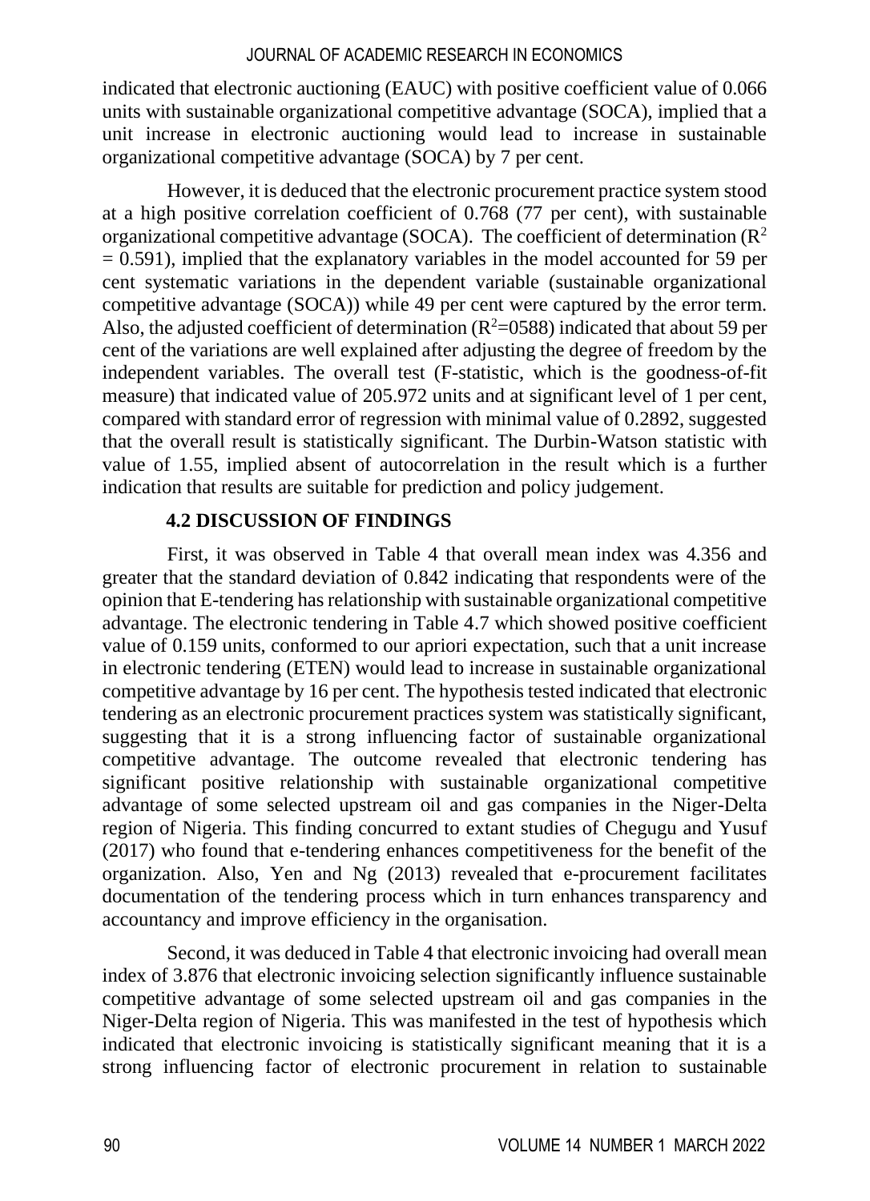indicated that electronic auctioning (EAUC) with positive coefficient value of 0.066 units with sustainable organizational competitive advantage (SOCA), implied that a unit increase in electronic auctioning would lead to increase in sustainable organizational competitive advantage (SOCA) by 7 per cent.

However, it is deduced that the electronic procurement practice system stood at a high positive correlation coefficient of 0.768 (77 per cent), with sustainable organizational competitive advantage (SOCA). The coefficient of determination ($R^2$ = 0.591), implied that the explanatory variables in the model accounted for 59 per cent systematic variations in the dependent variable (sustainable organizational competitive advantage (SOCA)) while 49 per cent were captured by the error term. Also, the adjusted coefficient of determination ($R^2$=0588) indicated that about 59 per cent of the variations are well explained after adjusting the degree of freedom by the independent variables. The overall test (F-statistic, which is the goodness-of-fit measure) that indicated value of 205.972 units and at significant level of 1 per cent, compared with standard error of regression with minimal value of 0.2892, suggested that the overall result is statistically significant. The Durbin-Watson statistic with value of 1.55, implied absent of autocorrelation in the result which is a further indication that results are suitable for prediction and policy judgement.

### 4.2 DISCUSSION OF FINDINGS

First, it was observed in Table 4 that overall mean index was 4.356 and greater that the standard deviation of 0.842 indicating that respondents were of the opinion that E-tendering has relationship with sustainable organizational competitive advantage. The electronic tendering in Table 4.7 which showed positive coefficient value of 0.159 units, conformed to our apriori expectation, such that a unit increase in electronic tendering (ETEN) would lead to increase in sustainable organizational competitive advantage by 16 per cent. The hypothesis tested indicated that electronic tendering as an electronic procurement practices system was statistically significant, suggesting that it is a strong influencing factor of sustainable organizational competitive advantage. The outcome revealed that electronic tendering has significant positive relationship with sustainable organizational competitive advantage of some selected upstream oil and gas companies in the Niger-Delta region of Nigeria. This finding concurred to extant studies of Chegugu and Yusuf (2017) who found that e-tendering enhances competitiveness for the benefit of the organization. Also, Yen and Ng (2013) revealed that e-procurement facilitates documentation of the tendering process which in turn enhances transparency and accountancy and improve efficiency in the organisation.

Second, it was deduced in Table 4 that electronic invoicing had overall mean index of 3.876 that electronic invoicing selection significantly influence sustainable competitive advantage of some selected upstream oil and gas companies in the Niger-Delta region of Nigeria. This was manifested in the test of hypothesis which indicated that electronic invoicing is statistically significant meaning that it is a strong influencing factor of electronic procurement in relation to sustainable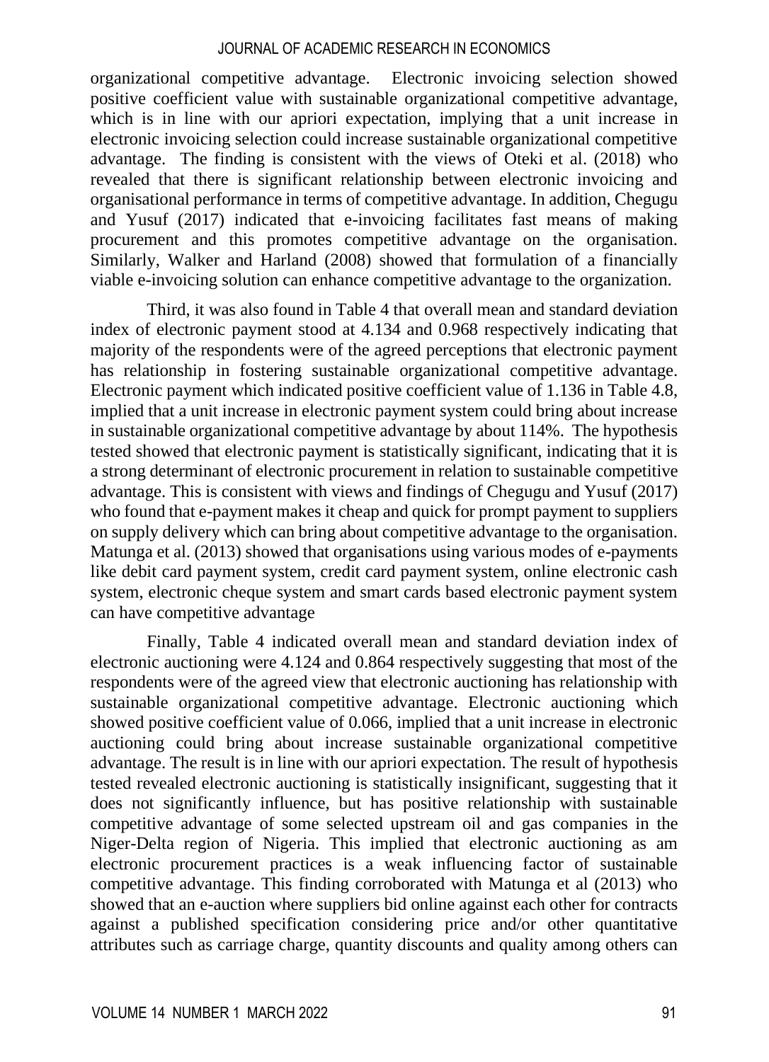organizational competitive advantage. Electronic invoicing selection showed positive coefficient value with sustainable organizational competitive advantage, which is in line with our apriori expectation, implying that a unit increase in electronic invoicing selection could increase sustainable organizational competitive advantage. The finding is consistent with the views of Oteki et al. (2018) who revealed that there is significant relationship between electronic invoicing and organisational performance in terms of competitive advantage. In addition, Chegugu and Yusuf (2017) indicated that e-invoicing facilitates fast means of making procurement and this promotes competitive advantage on the organisation. Similarly, Walker and Harland (2008) showed that formulation of a financially viable e-invoicing solution can enhance competitive advantage to the organization.

Third, it was also found in Table 4 that overall mean and standard deviation index of electronic payment stood at 4.134 and 0.968 respectively indicating that majority of the respondents were of the agreed perceptions that electronic payment has relationship in fostering sustainable organizational competitive advantage. Electronic payment which indicated positive coefficient value of 1.136 in Table 4.8, implied that a unit increase in electronic payment system could bring about increase in sustainable organizational competitive advantage by about 114%. The hypothesis tested showed that electronic payment is statistically significant, indicating that it is a strong determinant of electronic procurement in relation to sustainable competitive advantage. This is consistent with views and findings of Chegugu and Yusuf (2017) who found that e-payment makes it cheap and quick for prompt payment to suppliers on supply delivery which can bring about competitive advantage to the organisation. Matunga et al. (2013) showed that organisations using various modes of e-payments like debit card payment system, credit card payment system, online electronic cash system, electronic cheque system and smart cards based electronic payment system can have competitive advantage

Finally, Table 4 indicated overall mean and standard deviation index of electronic auctioning were 4.124 and 0.864 respectively suggesting that most of the respondents were of the agreed view that electronic auctioning has relationship with sustainable organizational competitive advantage. Electronic auctioning which showed positive coefficient value of 0.066, implied that a unit increase in electronic auctioning could bring about increase sustainable organizational competitive advantage. The result is in line with our apriori expectation. The result of hypothesis tested revealed electronic auctioning is statistically insignificant, suggesting that it does not significantly influence, but has positive relationship with sustainable competitive advantage of some selected upstream oil and gas companies in the Niger-Delta region of Nigeria. This implied that electronic auctioning as am electronic procurement practices is a weak influencing factor of sustainable competitive advantage. This finding corroborated with Matunga et al (2013) who showed that an e-auction where suppliers bid online against each other for contracts against a published specification considering price and/or other quantitative attributes such as carriage charge, quantity discounts and quality among others can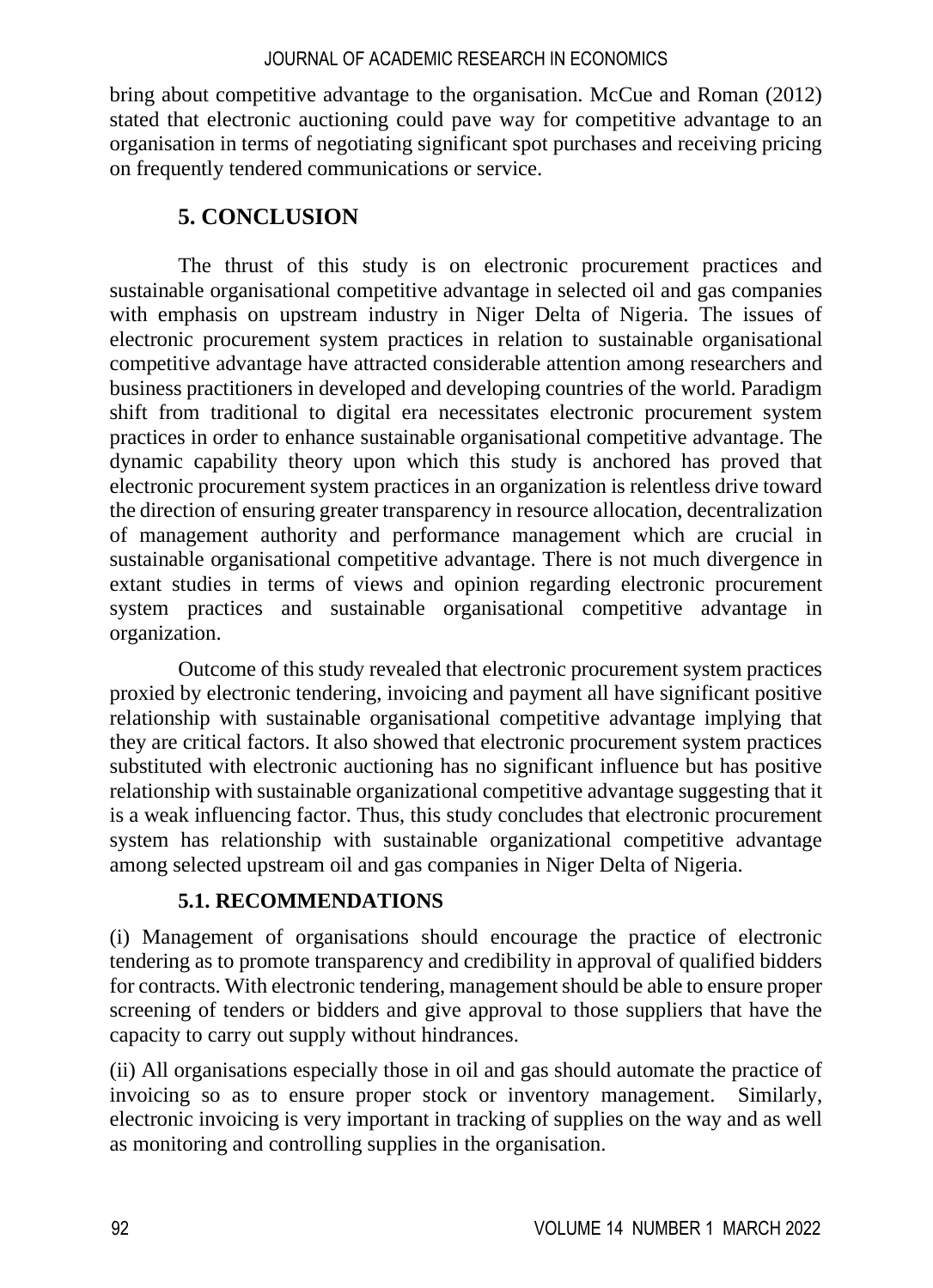bring about competitive advantage to the organisation. McCue and Roman (2012) stated that electronic auctioning could pave way for competitive advantage to an organisation in terms of negotiating significant spot purchases and receiving pricing on frequently tendered communications or service.

## 5. CONCLUSION

The thrust of this study is on electronic procurement practices and sustainable organisational competitive advantage in selected oil and gas companies with emphasis on upstream industry in Niger Delta of Nigeria. The issues of electronic procurement system practices in relation to sustainable organisational competitive advantage have attracted considerable attention among researchers and business practitioners in developed and developing countries of the world. Paradigm shift from traditional to digital era necessitates electronic procurement system practices in order to enhance sustainable organisational competitive advantage. The dynamic capability theory upon which this study is anchored has proved that electronic procurement system practices in an organization is relentless drive toward the direction of ensuring greater transparency in resource allocation, decentralization of management authority and performance management which are crucial in sustainable organisational competitive advantage. There is not much divergence in extant studies in terms of views and opinion regarding electronic procurement system practices and sustainable organisational competitive advantage in organization.

Outcome of this study revealed that electronic procurement system practices proxied by electronic tendering, invoicing and payment all have significant positive relationship with sustainable organisational competitive advantage implying that they are critical factors. It also showed that electronic procurement system practices substituted with electronic auctioning has no significant influence but has positive relationship with sustainable organizational competitive advantage suggesting that it is a weak influencing factor. Thus, this study concludes that electronic procurement system has relationship with sustainable organizational competitive advantage among selected upstream oil and gas companies in Niger Delta of Nigeria.

### 5.1. RECOMMENDATIONS

(i) Management of organisations should encourage the practice of electronic tendering as to promote transparency and credibility in approval of qualified bidders for contracts. With electronic tendering, management should be able to ensure proper screening of tenders or bidders and give approval to those suppliers that have the capacity to carry out supply without hindrances.

(ii) All organisations especially those in oil and gas should automate the practice of invoicing so as to ensure proper stock or inventory management. Similarly, electronic invoicing is very important in tracking of supplies on the way and as well as monitoring and controlling supplies in the organisation.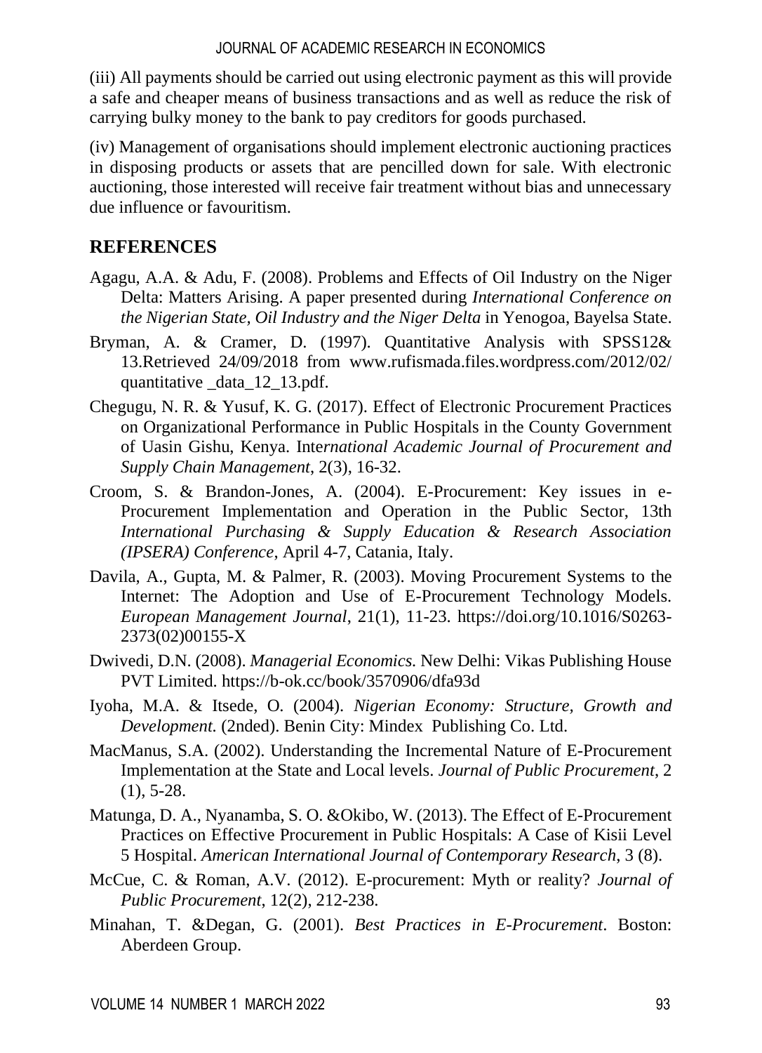(iii) All payments should be carried out using electronic payment as this will provide a safe and cheaper means of business transactions and as well as reduce the risk of carrying bulky money to the bank to pay creditors for goods purchased.

(iv) Management of organisations should implement electronic auctioning practices in disposing products or assets that are pencilled down for sale. With electronic auctioning, those interested will receive fair treatment without bias and unnecessary due influence or favouritism.

## REFERENCES

Agagu, A.A. & Adu, F. (2008). Problems and Effects of Oil Industry on the Niger Delta: Matters Arising. A paper presented during *International Conference on the Nigerian State, Oil Industry and the Niger Delta* in Yenogoa, Bayelsa State.

Bryman, A. & Cramer, D. (1997). Quantitative Analysis with SPSS12& 13.Retrieved 24/09/2018 from www.rufismada.files.wordpress.com/2012/02/ quantitative _data_12_13.pdf.

Chegugu, N. R. & Yusuf, K. G. (2017). Effect of Electronic Procurement Practices on Organizational Performance in Public Hospitals in the County Government of Uasin Gishu, Kenya. *International Academic Journal of Procurement and Supply Chain Management*, 2(3), 16-32.

Croom, S. & Brandon-Jones, A. (2004). E-Procurement: Key issues in e-Procurement Implementation and Operation in the Public Sector, 13th *International Purchasing & Supply Education & Research Association (IPSERA) Conference*, April 4-7, Catania, Italy.

Davila, A., Gupta, M. & Palmer, R. (2003). Moving Procurement Systems to the Internet: The Adoption and Use of E-Procurement Technology Models. *European Management Journal*, 21(1), 11-23. https://doi.org/10.1016/S0263-2373(02)00155-X

Dwivedi, D.N. (2008). *Managerial Economics*. New Delhi: Vikas Publishing House PVT Limited. https://b-ok.cc/book/3570906/dfa93d

Iyoha, M.A. & Itsede, O. (2004). *Nigerian Economy: Structure, Growth and Development*. (2nded). Benin City: Mindex Publishing Co. Ltd.

MacManus, S.A. (2002). Understanding the Incremental Nature of E-Procurement Implementation at the State and Local levels. *Journal of Public Procurement*, 2 (1), 5-28.

Matunga, D. A., Nyanamba, S. O. &Okibo, W. (2013). The Effect of E-Procurement Practices on Effective Procurement in Public Hospitals: A Case of Kisii Level 5 Hospital. *American International Journal of Contemporary Research*, 3 (8).

McCue, C. & Roman, A.V. (2012). E-procurement: Myth or reality? *Journal of Public Procurement*, 12(2), 212-238.

Minahan, T. &Degan, G. (2001). *Best Practices in E-Procurement*. Boston: Aberdeen Group.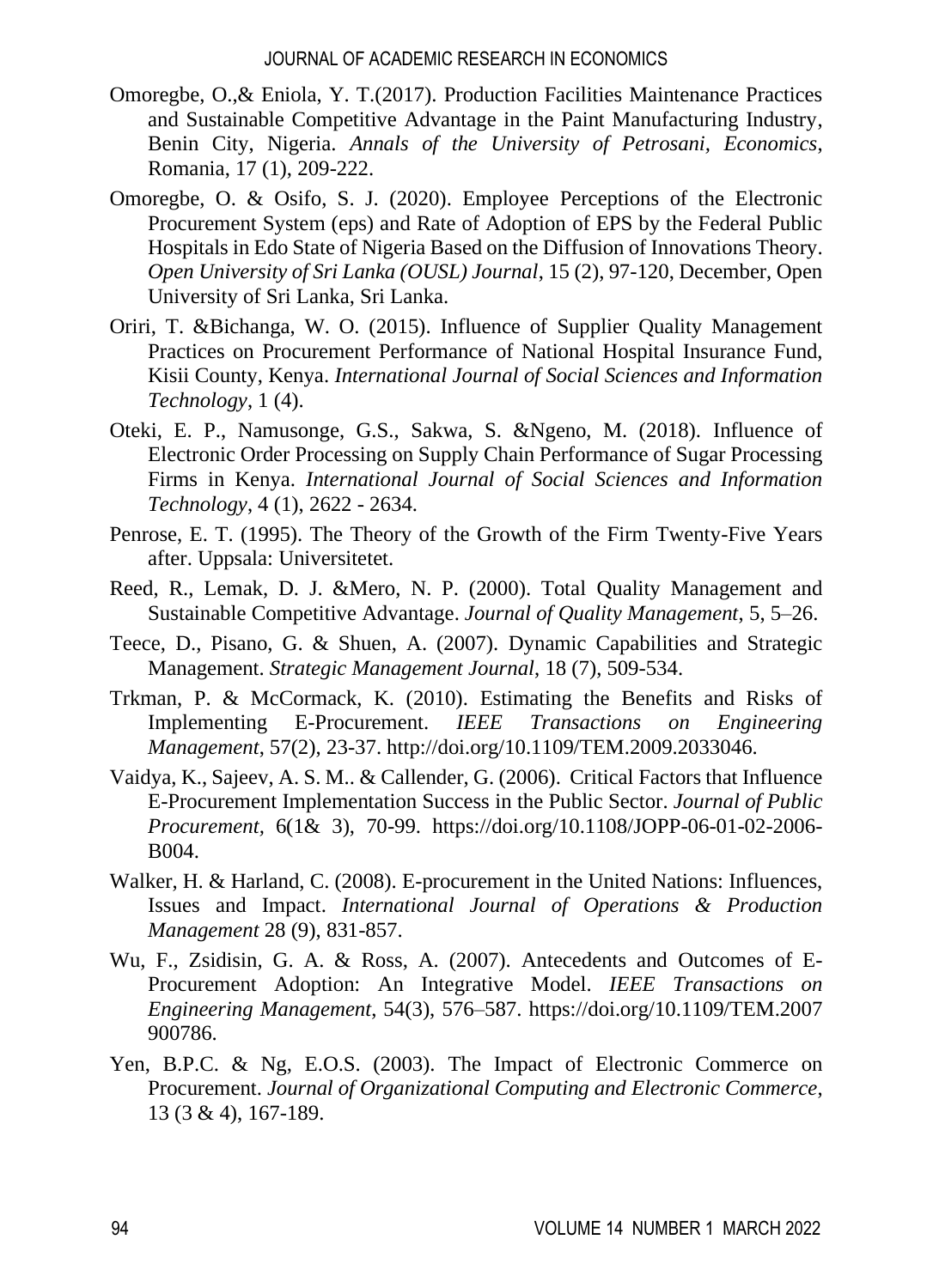Omoregbe, O.,& Eniola, Y. T.(2017). Production Facilities Maintenance Practices and Sustainable Competitive Advantage in the Paint Manufacturing Industry, Benin City, Nigeria. *Annals of the University of Petrosani, Economics*, Romania, 17 (1), 209-222.

Omoregbe, O. & Osifo, S. J. (2020). Employee Perceptions of the Electronic Procurement System (eps) and Rate of Adoption of EPS by the Federal Public Hospitals in Edo State of Nigeria Based on the Diffusion of Innovations Theory. *Open University of Sri Lanka (OUSL) Journal*, 15 (2), 97-120, December, Open University of Sri Lanka, Sri Lanka.

Oriri, T. &Bichanga, W. O. (2015). Influence of Supplier Quality Management Practices on Procurement Performance of National Hospital Insurance Fund, Kisii County, Kenya. *International Journal of Social Sciences and Information Technology*, 1 (4).

Oteki, E. P., Namusonge, G.S., Sakwa, S. &Ngeno, M. (2018). Influence of Electronic Order Processing on Supply Chain Performance of Sugar Processing Firms in Kenya. *International Journal of Social Sciences and Information Technology*, 4 (1), 2622 - 2634.

Penrose, E. T. (1995). The Theory of the Growth of the Firm Twenty-Five Years after. Uppsala: Universitetet.

Reed, R., Lemak, D. J. &Mero, N. P. (2000). Total Quality Management and Sustainable Competitive Advantage. *Journal of Quality Management*, 5, 5–26.

Teece, D., Pisano, G. & Shuen, A. (2007). Dynamic Capabilities and Strategic Management. *Strategic Management Journal*, 18 (7), 509-534.

Trkman, P. & McCormack, K. (2010). Estimating the Benefits and Risks of Implementing E-Procurement. *IEEE Transactions on Engineering Management*, 57(2), 23-37. http://doi.org/10.1109/TEM.2009.2033046.

Vaidya, K., Sajeev, A. S. M.. & Callender, G. (2006). Critical Factors that Influence E-Procurement Implementation Success in the Public Sector. *Journal of Public Procurement*, 6(1& 3), 70-99. https://doi.org/10.1108/JOPP-06-01-02-2006-B004.

Walker, H. & Harland, C. (2008). E-procurement in the United Nations: Influences, Issues and Impact. *International Journal of Operations & Production Management* 28 (9), 831-857.

Wu, F., Zsidisin, G. A. & Ross, A. (2007). Antecedents and Outcomes of E-Procurement Adoption: An Integrative Model. *IEEE Transactions on Engineering Management*, 54(3), 576–587. https://doi.org/10.1109/TEM.2007 900786.

Yen, B.P.C. & Ng, E.O.S. (2003). The Impact of Electronic Commerce on Procurement. *Journal of Organizational Computing and Electronic Commerce*, 13 (3 & 4), 167-189.